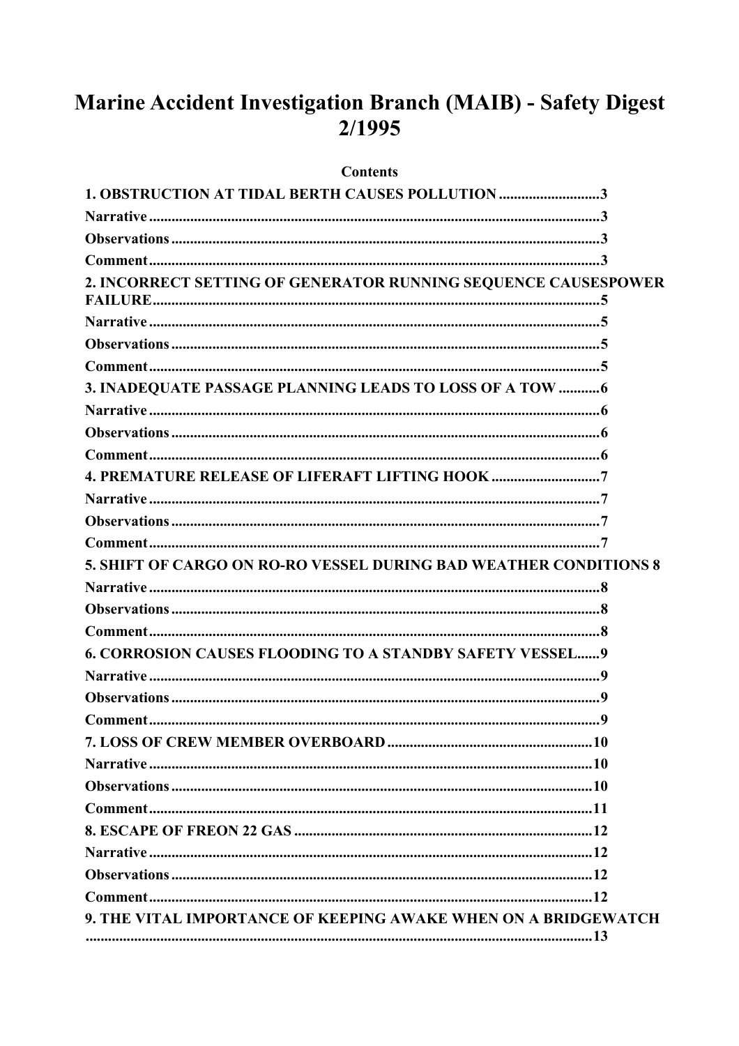# Marine Accident Investigation Branch (MAIB) - Safety Digest 2/1995

**Contents**

**1. OBSTRUCTION AT TIDAL BERTH CAUSES POLLUTION** ........................... 3
**Narrative** ........................... 3
**Observations** ........................... 3
**Comment** ........................... 3
**2. INCORRECT SETTING OF GENERATOR RUNNING SEQUENCE CAUSESPOWER FAILURE** ........................... 5
**Narrative** ........................... 5
**Observations** ........................... 5
**Comment** ........................... 5
**3. INADEQUATE PASSAGE PLANNING LEADS TO LOSS OF A TOW** ........................... 6
**Narrative** ........................... 6
**Observations** ........................... 6
**Comment** ........................... 6
**4. PREMATURE RELEASE OF LIFERAFT LIFTING HOOK** ........................... 7
**Narrative** ........................... 7
**Observations** ........................... 7
**Comment** ........................... 7
**5. SHIFT OF CARGO ON RO-RO VESSEL DURING BAD WEATHER CONDITIONS** 8
**Narrative** ........................... 8
**Observations** ........................... 8
**Comment** ........................... 8
**6. CORROSION CAUSES FLOODING TO A STANDBY SAFETY VESSEL** ...... 9
**Narrative** ........................... 9
**Observations** ........................... 9
**Comment** ........................... 9
**7. LOSS OF CREW MEMBER OVERBOARD** ........................... 10
**Narrative** ........................... 10
**Observations** ........................... 10
**Comment** ........................... 11
**8. ESCAPE OF FREON 22 GAS** ........................... 12
**Narrative** ........................... 12
**Observations** ........................... 12
**Comment** ........................... 12
**9. THE VITAL IMPORTANCE OF KEEPING AWAKE WHEN ON A BRIDGEWATCH** ........................... 13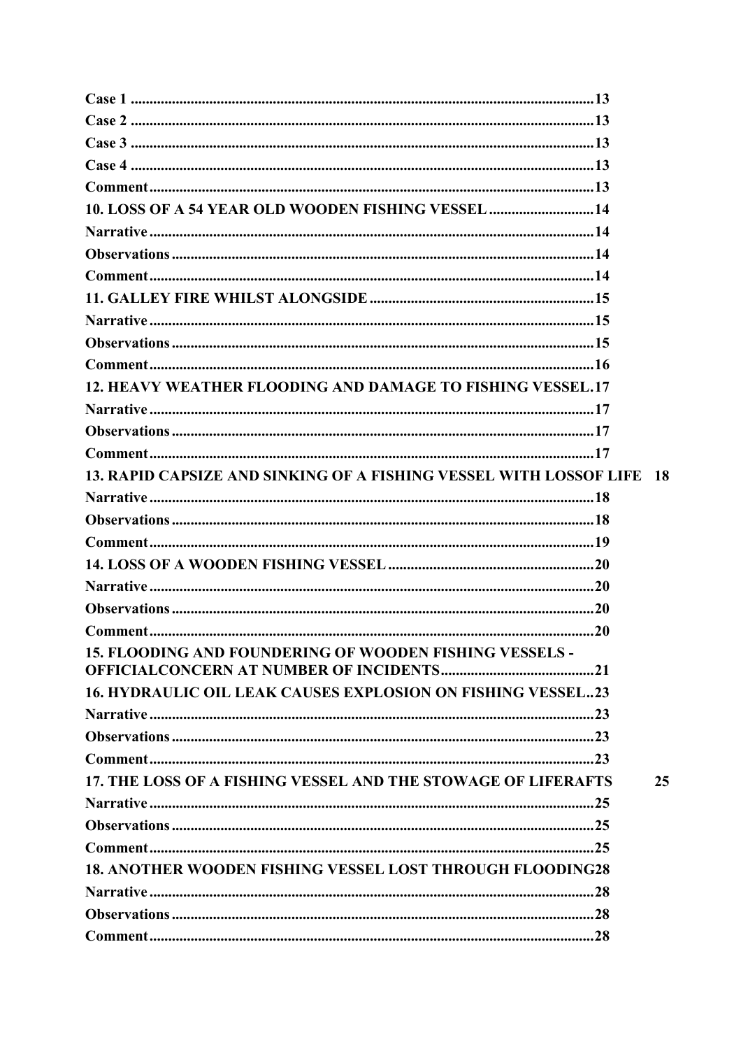**Case 1** ........................................................................................................................ **13**
**Case 2** ........................................................................................................................ **13**
**Case 3** ........................................................................................................................ **13**
**Case 4** ........................................................................................................................ **13**
**Comment** ..................................................................................................................... **13**
**10. LOSS OF A 54 YEAR OLD WOODEN FISHING VESSEL** ............................ **14**
**Narrative** ...................................................................................................................... **14**
**Observations** ............................................................................................................... **14**
**Comment** ..................................................................................................................... **14**
**11. GALLEY FIRE WHILST ALONGSIDE** ............................................................ **15**
**Narrative** ...................................................................................................................... **15**
**Observations** ............................................................................................................... **15**
**Comment** ..................................................................................................................... **16**
**12. HEAVY WEATHER FLOODING AND DAMAGE TO FISHING VESSEL.17**
**Narrative** ...................................................................................................................... **17**
**Observations** ............................................................................................................... **17**
**Comment** ..................................................................................................................... **17**
**13. RAPID CAPSIZE AND SINKING OF A FISHING VESSEL WITH LOSSOF LIFE 18**
**Narrative** ...................................................................................................................... **18**
**Observations** ............................................................................................................... **18**
**Comment** ..................................................................................................................... **19**
**14. LOSS OF A WOODEN FISHING VESSEL** ....................................................... **20**
**Narrative** ...................................................................................................................... **20**
**Observations** ............................................................................................................... **20**
**Comment** ..................................................................................................................... **20**
**15. FLOODING AND FOUNDERING OF WOODEN FISHING VESSELS - OFFICIALCONCERN AT NUMBER OF INCIDENTS** ........................................ **21**
**16. HYDRAULIC OIL LEAK CAUSES EXPLOSION ON FISHING VESSEL..23**
**Narrative** ...................................................................................................................... **23**
**Observations** ............................................................................................................... **23**
**Comment** ..................................................................................................................... **23**
**17. THE LOSS OF A FISHING VESSEL AND THE STOWAGE OF LIFERAFTS 25**
**Narrative** ...................................................................................................................... **25**
**Observations** ............................................................................................................... **25**
**Comment** ..................................................................................................................... **25**
**18. ANOTHER WOODEN FISHING VESSEL LOST THROUGH FLOODING28**
**Narrative** ...................................................................................................................... **28**
**Observations** ............................................................................................................... **28**
**Comment** ..................................................................................................................... **28**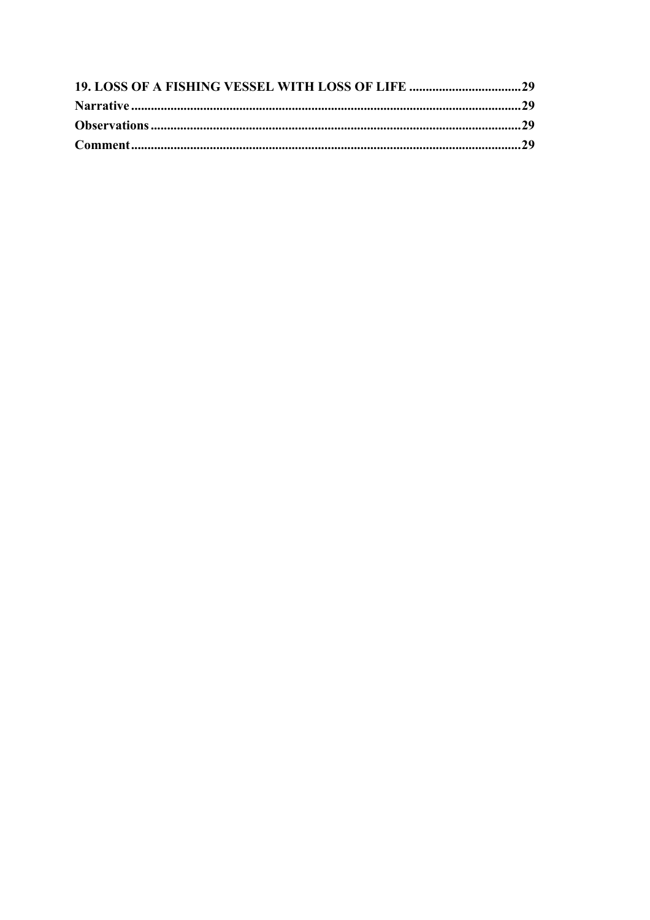**19. LOSS OF A FISHING VESSEL WITH LOSS OF LIFE ..................................29**
**Narrative ......................................................................................................29**
**Observations ................................................................................................29**
**Comment.......................................................................................................29**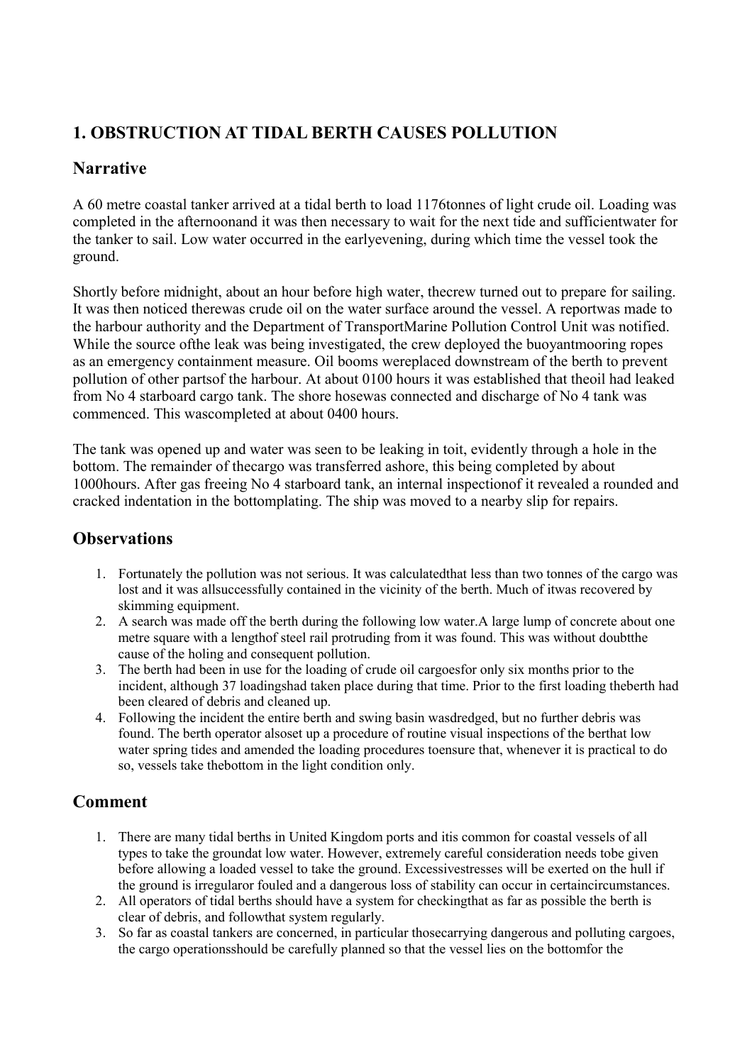## 1. OBSTRUCTION AT TIDAL BERTH CAUSES POLLUTION

### Narrative

A 60 metre coastal tanker arrived at a tidal berth to load 1176tonnes of light crude oil. Loading was completed in the afternoonand it was then necessary to wait for the next tide and sufficientwater for the tanker to sail. Low water occurred in the earlyevening, during which time the vessel took the ground.

Shortly before midnight, about an hour before high water, thecrew turned out to prepare for sailing. It was then noticed therewas crude oil on the water surface around the vessel. A reportwas made to the harbour authority and the Department of TransportMarine Pollution Control Unit was notified. While the source ofthe leak was being investigated, the crew deployed the buoyantmooring ropes as an emergency containment measure. Oil booms wereplaced downstream of the berth to prevent pollution of other partsof the harbour. At about 0100 hours it was established that theoil had leaked from No 4 starboard cargo tank. The shore hosewas connected and discharge of No 4 tank was commenced. This wascompleted at about 0400 hours.

The tank was opened up and water was seen to be leaking in toit, evidently through a hole in the bottom. The remainder of thecargo was transferred ashore, this being completed by about 1000hours. After gas freeing No 4 starboard tank, an internal inspectionof it revealed a rounded and cracked indentation in the bottomplating. The ship was moved to a nearby slip for repairs.

### Observations

1. Fortunately the pollution was not serious. It was calculatedthat less than two tonnes of the cargo was lost and it was allsuccessfully contained in the vicinity of the berth. Much of itwas recovered by skimming equipment.
2. A search was made off the berth during the following low water.A large lump of concrete about one metre square with a lengthof steel rail protruding from it was found. This was without doubtthe cause of the holing and consequent pollution.
3. The berth had been in use for the loading of crude oil cargoesfor only six months prior to the incident, although 37 loadingshad taken place during that time. Prior to the first loading theberth had been cleared of debris and cleaned up.
4. Following the incident the entire berth and swing basin wasdredged, but no further debris was found. The berth operator alsoset up a procedure of routine visual inspections of the berthat low water spring tides and amended the loading procedures toensure that, whenever it is practical to do so, vessels take thebottom in the light condition only.

### Comment

1. There are many tidal berths in United Kingdom ports and itis common for coastal vessels of all types to take the groundat low water. However, extremely careful consideration needs tobe given before allowing a loaded vessel to take the ground. Excessivestresses will be exerted on the hull if the ground is irregularor fouled and a dangerous loss of stability can occur in certaincircumstances.
2. All operators of tidal berths should have a system for checkingthat as far as possible the berth is clear of debris, and followthat system regularly.
3. So far as coastal tankers are concerned, in particular thosecarrying dangerous and polluting cargoes, the cargo operationsshould be carefully planned so that the vessel lies on the bottomfor the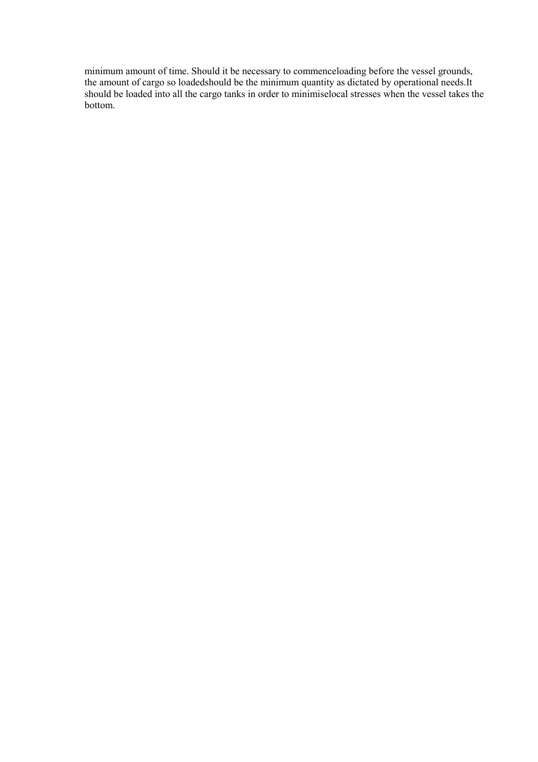minimum amount of time. Should it be necessary to commenceloading before the vessel grounds, the amount of cargo so loadedshould be the minimum quantity as dictated by operational needs.It should be loaded into all the cargo tanks in order to minimiselocal stresses when the vessel takes the bottom.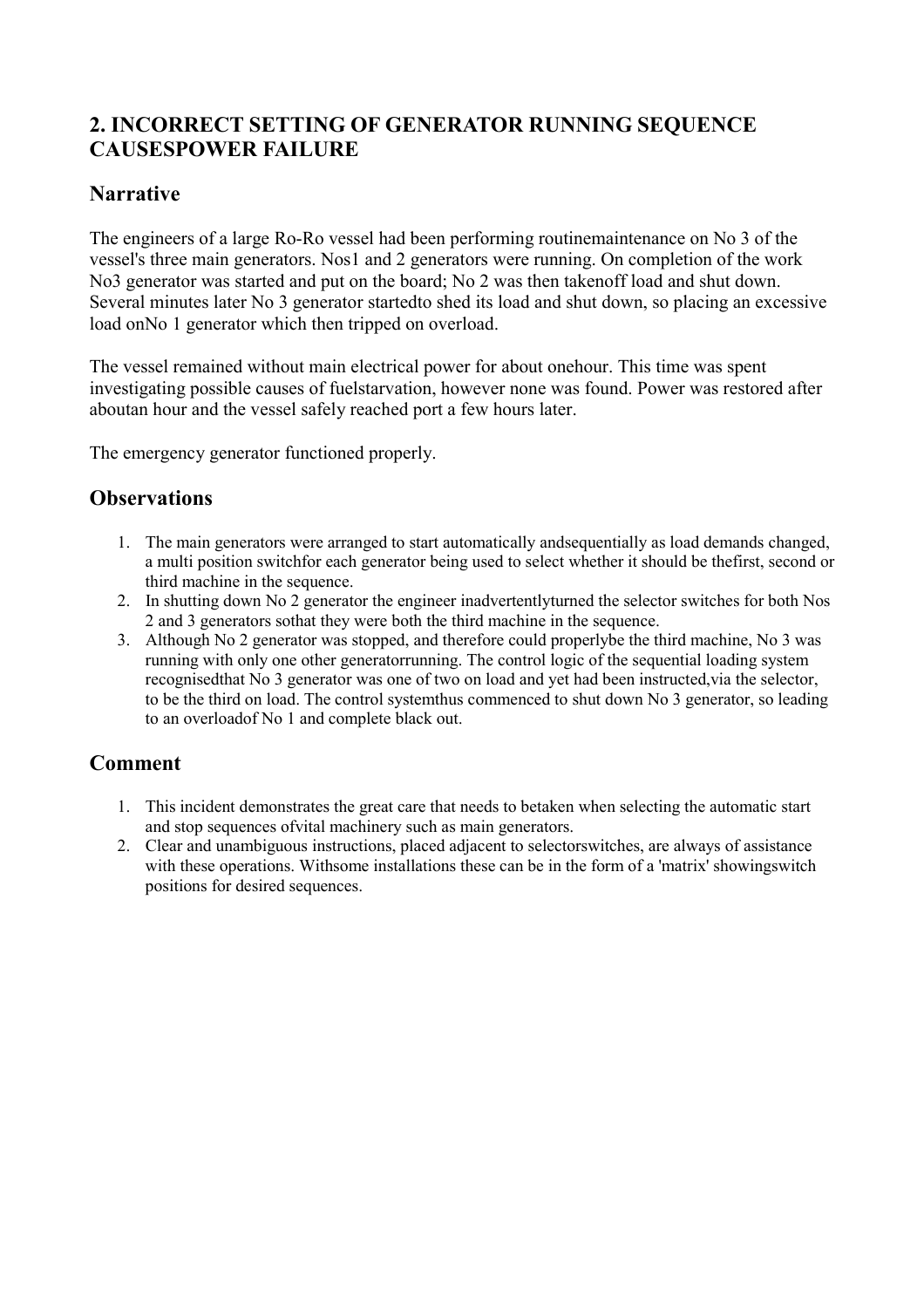## 2. INCORRECT SETTING OF GENERATOR RUNNING SEQUENCE CAUSESPOWER FAILURE

### Narrative

The engineers of a large Ro-Ro vessel had been performing routinemaintenance on No 3 of the vessel's three main generators. Nos1 and 2 generators were running. On completion of the work No3 generator was started and put on the board; No 2 was then takenoff load and shut down. Several minutes later No 3 generator startedto shed its load and shut down, so placing an excessive load onNo 1 generator which then tripped on overload.

The vessel remained without main electrical power for about onehour. This time was spent investigating possible causes of fuelstarvation, however none was found. Power was restored after aboutan hour and the vessel safely reached port a few hours later.

The emergency generator functioned properly.

### Observations

1. The main generators were arranged to start automatically andsequentially as load demands changed, a multi position switchfor each generator being used to select whether it should be thefirst, second or third machine in the sequence.
2. In shutting down No 2 generator the engineer inadvertentlyturned the selector switches for both Nos 2 and 3 generators sothat they were both the third machine in the sequence.
3. Although No 2 generator was stopped, and therefore could properlybe the third machine, No 3 was running with only one other generatorrunning. The control logic of the sequential loading system recognisedthat No 3 generator was one of two on load and yet had been instructed,via the selector, to be the third on load. The control systemthus commenced to shut down No 3 generator, so leading to an overloadof No 1 and complete black out.

### Comment

1. This incident demonstrates the great care that needs to betaken when selecting the automatic start and stop sequences ofvital machinery such as main generators.
2. Clear and unambiguous instructions, placed adjacent to selectorswitches, are always of assistance with these operations. Withsome installations these can be in the form of a 'matrix' showingswitch positions for desired sequences.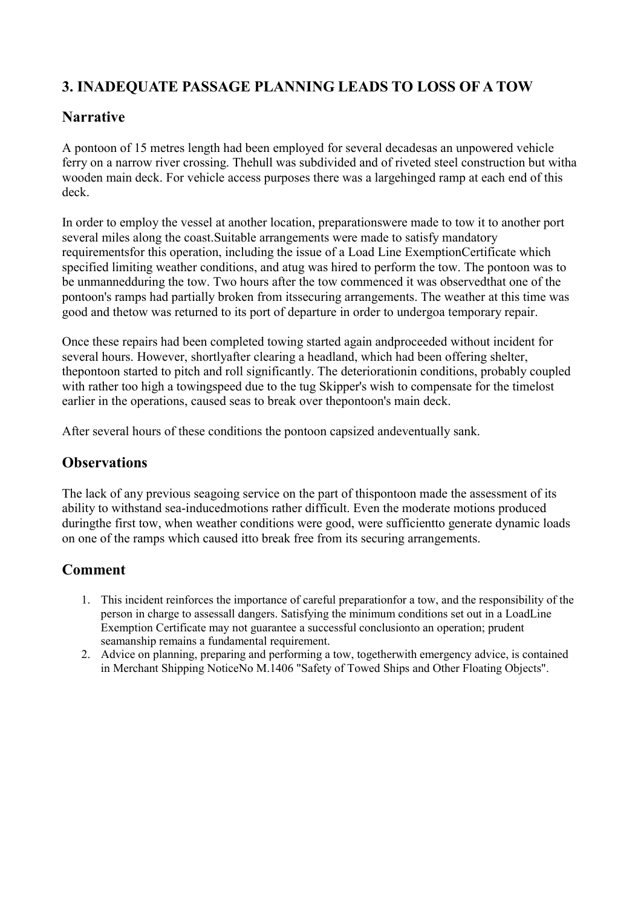## 3. INADEQUATE PASSAGE PLANNING LEADS TO LOSS OF A TOW

### Narrative

A pontoon of 15 metres length had been employed for several decadesas an unpowered vehicle ferry on a narrow river crossing. Thehull was subdivided and of riveted steel construction but witha wooden main deck. For vehicle access purposes there was a largehinged ramp at each end of this deck.

In order to employ the vessel at another location, preparationswere made to tow it to another port several miles along the coast.Suitable arrangements were made to satisfy mandatory requirementsfor this operation, including the issue of a Load Line ExemptionCertificate which specified limiting weather conditions, and atug was hired to perform the tow. The pontoon was to be unmannedduring the tow. Two hours after the tow commenced it was observedthat one of the pontoon's ramps had partially broken from itssecuring arrangements. The weather at this time was good and thetow was returned to its port of departure in order to undergoa temporary repair.

Once these repairs had been completed towing started again andproceeded without incident for several hours. However, shortlyafter clearing a headland, which had been offering shelter, thepontoon started to pitch and roll significantly. The deteriorationin conditions, probably coupled with rather too high a towingspeed due to the tug Skipper's wish to compensate for the timelost earlier in the operations, caused seas to break over thepontoon's main deck.

After several hours of these conditions the pontoon capsized andeventually sank.

### Observations

The lack of any previous seagoing service on the part of thispontoon made the assessment of its ability to withstand sea-inducedmotions rather difficult. Even the moderate motions produced duringthe first tow, when weather conditions were good, were sufficientto generate dynamic loads on one of the ramps which caused itto break free from its securing arrangements.

### Comment

1. This incident reinforces the importance of careful preparationfor a tow, and the responsibility of the person in charge to assessall dangers. Satisfying the minimum conditions set out in a LoadLine Exemption Certificate may not guarantee a successful conclusionto an operation; prudent seamanship remains a fundamental requirement.
2. Advice on planning, preparing and performing a tow, togetherwith emergency advice, is contained in Merchant Shipping NoticeNo M.1406 "Safety of Towed Ships and Other Floating Objects".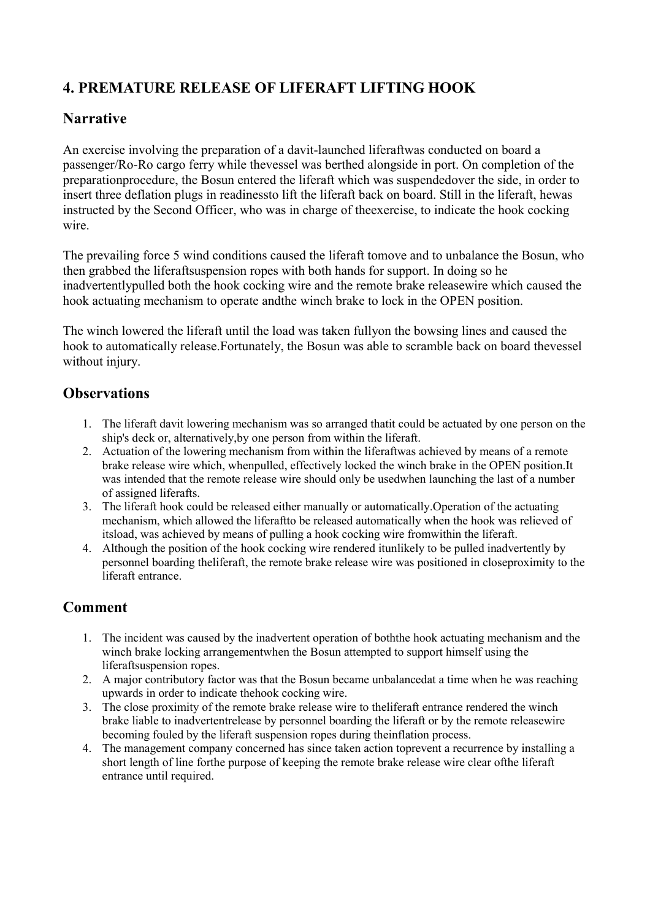## 4. PREMATURE RELEASE OF LIFERAFT LIFTING HOOK

### Narrative

An exercise involving the preparation of a davit-launched liferaftwas conducted on board a passenger/Ro-Ro cargo ferry while thevessel was berthed alongside in port. On completion of the preparationprocedure, the Bosun entered the liferaft which was suspendedover the side, in order to insert three deflation plugs in readinessto lift the liferaft back on board. Still in the liferaft, hewas instructed by the Second Officer, who was in charge of theexercise, to indicate the hook cocking wire.

The prevailing force 5 wind conditions caused the liferaft tomove and to unbalance the Bosun, who then grabbed the liferaftsuspension ropes with both hands for support. In doing so he inadvertentlypulled both the hook cocking wire and the remote brake releasewire which caused the hook actuating mechanism to operate andthe winch brake to lock in the OPEN position.

The winch lowered the liferaft until the load was taken fullyon the bowsing lines and caused the hook to automatically release.Fortunately, the Bosun was able to scramble back on board thevessel without injury.

### Observations

1. The liferaft davit lowering mechanism was so arranged thatit could be actuated by one person on the ship's deck or, alternatively,by one person from within the liferaft.
2. Actuation of the lowering mechanism from within the liferaftwas achieved by means of a remote brake release wire which, whenpulled, effectively locked the winch brake in the OPEN position.It was intended that the remote release wire should only be usedwhen launching the last of a number of assigned liferafts.
3. The liferaft hook could be released either manually or automatically.Operation of the actuating mechanism, which allowed the liferaftto be released automatically when the hook was relieved of itsload, was achieved by means of pulling a hook cocking wire fromwithin the liferaft.
4. Although the position of the hook cocking wire rendered itunlikely to be pulled inadvertently by personnel boarding theliferaft, the remote brake release wire was positioned in closeproximity to the liferaft entrance.

### Comment

1. The incident was caused by the inadvertent operation of boththe hook actuating mechanism and the winch brake locking arrangementwhen the Bosun attempted to support himself using the liferaftsuspension ropes.
2. A major contributory factor was that the Bosun became unbalancedat a time when he was reaching upwards in order to indicate thehook cocking wire.
3. The close proximity of the remote brake release wire to theliferaft entrance rendered the winch brake liable to inadvertentrelease by personnel boarding the liferaft or by the remote releasewire becoming fouled by the liferaft suspension ropes during theinflation process.
4. The management company concerned has since taken action toprevent a recurrence by installing a short length of line forthe purpose of keeping the remote brake release wire clear ofthe liferaft entrance until required.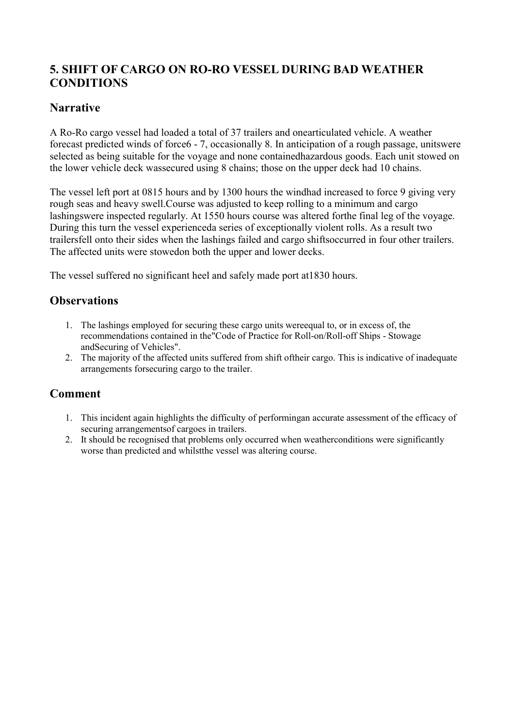## 5. SHIFT OF CARGO ON RO-RO VESSEL DURING BAD WEATHER CONDITIONS

### Narrative

A Ro-Ro cargo vessel had loaded a total of 37 trailers and onearticulated vehicle. A weather forecast predicted winds of force6 - 7, occasionally 8. In anticipation of a rough passage, unitswere selected as being suitable for the voyage and none containedhazardous goods. Each unit stowed on the lower vehicle deck wassecured using 8 chains; those on the upper deck had 10 chains.

The vessel left port at 0815 hours and by 1300 hours the windhad increased to force 9 giving very rough seas and heavy swell.Course was adjusted to keep rolling to a minimum and cargo lashingswere inspected regularly. At 1550 hours course was altered forthe final leg of the voyage. During this turn the vessel experienceda series of exceptionally violent rolls. As a result two trailersfell onto their sides when the lashings failed and cargo shiftsoccurred in four other trailers. The affected units were stowedon both the upper and lower decks.

The vessel suffered no significant heel and safely made port at1830 hours.

### Observations

1. The lashings employed for securing these cargo units wereequal to, or in excess of, the recommendations contained in the"Code of Practice for Roll-on/Roll-off Ships - Stowage andSecuring of Vehicles".
2. The majority of the affected units suffered from shift oftheir cargo. This is indicative of inadequate arrangements forsecuring cargo to the trailer.

### Comment

1. This incident again highlights the difficulty of performingan accurate assessment of the efficacy of securing arrangementsof cargoes in trailers.
2. It should be recognised that problems only occurred when weatherconditions were significantly worse than predicted and whilstthe vessel was altering course.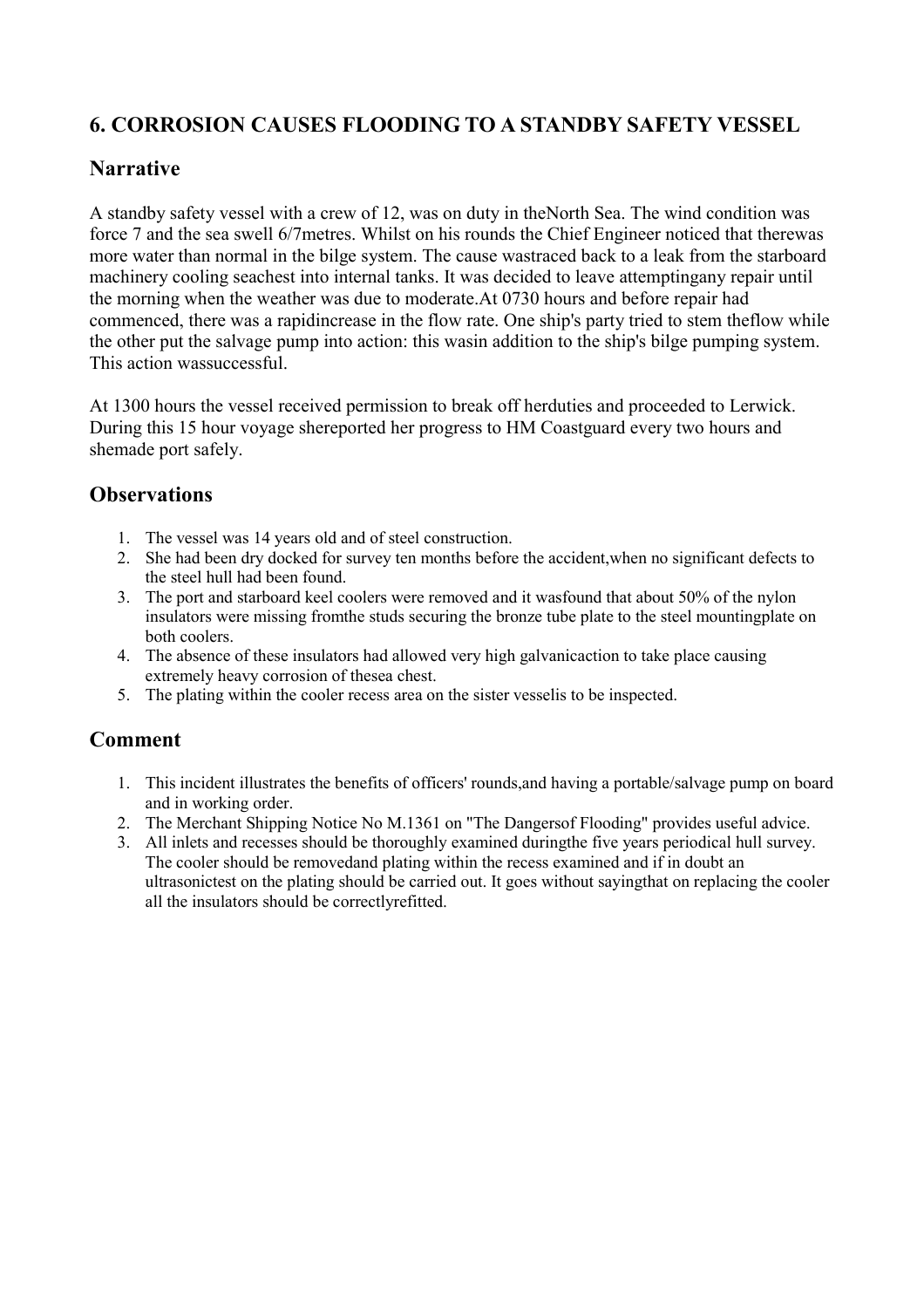## 6. CORROSION CAUSES FLOODING TO A STANDBY SAFETY VESSEL

### Narrative

A standby safety vessel with a crew of 12, was on duty in theNorth Sea. The wind condition was force 7 and the sea swell 6/7metres. Whilst on his rounds the Chief Engineer noticed that therewas more water than normal in the bilge system. The cause wastraced back to a leak from the starboard machinery cooling seachest into internal tanks. It was decided to leave attemptingany repair until the morning when the weather was due to moderate.At 0730 hours and before repair had commenced, there was a rapidincrease in the flow rate. One ship's party tried to stem theflow while the other put the salvage pump into action: this wasin addition to the ship's bilge pumping system. This action wassuccessful.

At 1300 hours the vessel received permission to break off herduties and proceeded to Lerwick. During this 15 hour voyage shereported her progress to HM Coastguard every two hours and shemade port safely.

### Observations

1. The vessel was 14 years old and of steel construction.
2. She had been dry docked for survey ten months before the accident,when no significant defects to the steel hull had been found.
3. The port and starboard keel coolers were removed and it wasfound that about 50% of the nylon insulators were missing fromthe studs securing the bronze tube plate to the steel mountingplate on both coolers.
4. The absence of these insulators had allowed very high galvanicaction to take place causing extremely heavy corrosion of thesea chest.
5. The plating within the cooler recess area on the sister vesselis to be inspected.

### Comment

1. This incident illustrates the benefits of officers' rounds,and having a portable/salvage pump on board and in working order.
2. The Merchant Shipping Notice No M.1361 on "The Dangersof Flooding" provides useful advice.
3. All inlets and recesses should be thoroughly examined duringthe five years periodical hull survey. The cooler should be removedand plating within the recess examined and if in doubt an ultrasonictest on the plating should be carried out. It goes without sayingthat on replacing the cooler all the insulators should be correctlyrefitted.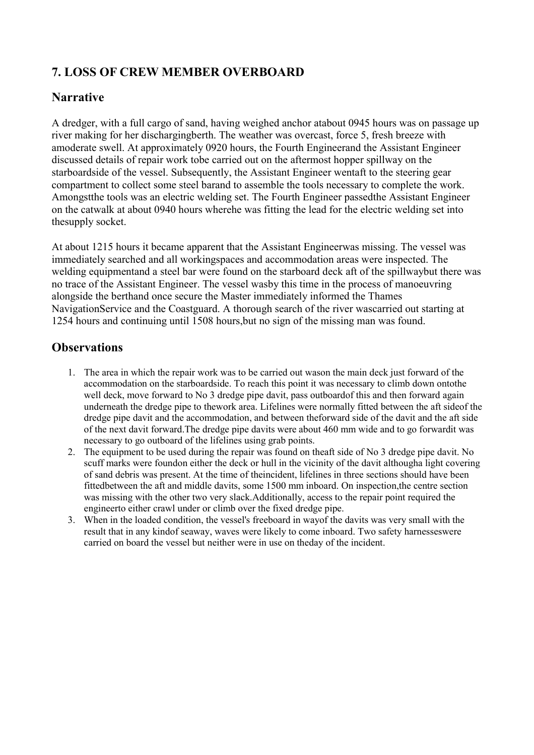## 7. LOSS OF CREW MEMBER OVERBOARD

### Narrative

A dredger, with a full cargo of sand, having weighed anchor atabout 0945 hours was on passage up river making for her dischargingberth. The weather was overcast, force 5, fresh breeze with amoderate swell. At approximately 0920 hours, the Fourth Engineerand the Assistant Engineer discussed details of repair work tobe carried out on the aftermost hopper spillway on the starboardside of the vessel. Subsequently, the Assistant Engineer wentaft to the steering gear compartment to collect some steel barand to assemble the tools necessary to complete the work. Amongstthe tools was an electric welding set. The Fourth Engineer passedthe Assistant Engineer on the catwalk at about 0940 hours wherehe was fitting the lead for the electric welding set into thesupply socket.

At about 1215 hours it became apparent that the Assistant Engineerwas missing. The vessel was immediately searched and all workingspaces and accommodation areas were inspected. The welding equipmentand a steel bar were found on the starboard deck aft of the spillwaybut there was no trace of the Assistant Engineer. The vessel wasby this time in the process of manoeuvring alongside the berthand once secure the Master immediately informed the Thames NavigationService and the Coastguard. A thorough search of the river wascarried out starting at 1254 hours and continuing until 1508 hours,but no sign of the missing man was found.

### Observations

1. The area in which the repair work was to be carried out wason the main deck just forward of the accommodation on the starboardside. To reach this point it was necessary to climb down ontothe well deck, move forward to No 3 dredge pipe davit, pass outboardof this and then forward again underneath the dredge pipe to thework area. Lifelines were normally fitted between the aft sideof the dredge pipe davit and the accommodation, and between theforward side of the davit and the aft side of the next davit forward.The dredge pipe davits were about 460 mm wide and to go forwardit was necessary to go outboard of the lifelines using grab points.
2. The equipment to be used during the repair was found on theaft side of No 3 dredge pipe davit. No scuff marks were foundon either the deck or hull in the vicinity of the davit althougha light covering of sand debris was present. At the time of theincident, lifelines in three sections should have been fittedbetween the aft and middle davits, some 1500 mm inboard. On inspection,the centre section was missing with the other two very slack.Additionally, access to the repair point required the engineerto either crawl under or climb over the fixed dredge pipe.
3. When in the loaded condition, the vessel's freeboard in wayof the davits was very small with the result that in any kindof seaway, waves were likely to come inboard. Two safety harnesseswere carried on board the vessel but neither were in use on theday of the incident.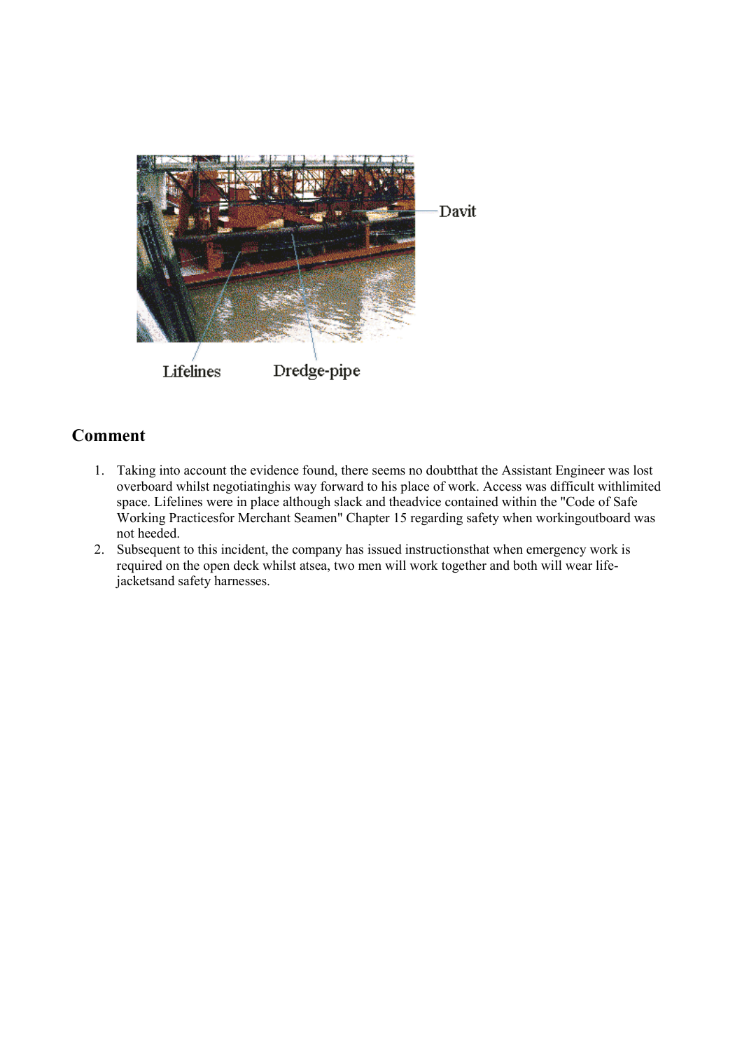## Comment

1. Taking into account the evidence found, there seems no doubtthat the Assistant Engineer was lost overboard whilst negotiatinghis way forward to his place of work. Access was difficult withlimited space. Lifelines were in place although slack and theadvice contained within the "Code of Safe Working Practicesfor Merchant Seamen" Chapter 15 regarding safety when workingoutboard was not heeded.
2. Subsequent to this incident, the company has issued instructionsthat when emergency work is required on the open deck whilst atsea, two men will work together and both will wear life-jacketsand safety harnesses.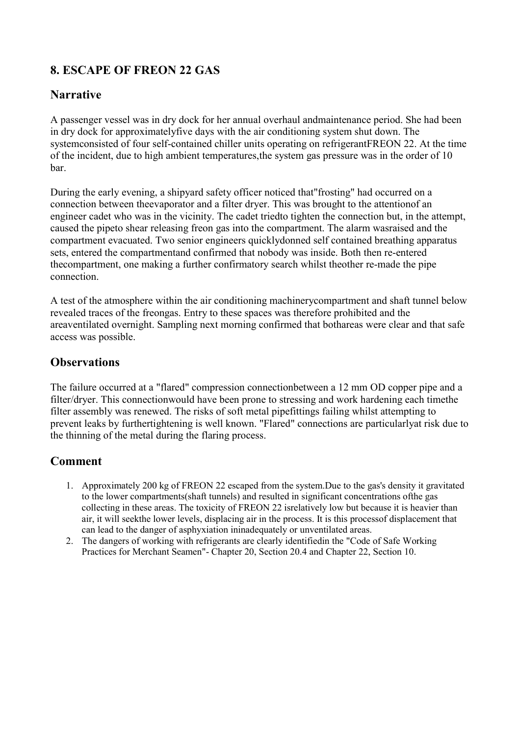## 8. ESCAPE OF FREON 22 GAS

### Narrative

A passenger vessel was in dry dock for her annual overhaul andmaintenance period. She had been in dry dock for approximatelyfive days with the air conditioning system shut down. The systemconsisted of four self-contained chiller units operating on refrigerantFREON 22. At the time of the incident, due to high ambient temperatures,the system gas pressure was in the order of 10 bar.

During the early evening, a shipyard safety officer noticed that"frosting" had occurred on a connection between theevaporator and a filter dryer. This was brought to the attentionof an engineer cadet who was in the vicinity. The cadet triedto tighten the connection but, in the attempt, caused the pipeto shear releasing freon gas into the compartment. The alarm wasraised and the compartment evacuated. Two senior engineers quicklydonned self contained breathing apparatus sets, entered the compartmentand confirmed that nobody was inside. Both then re-entered thecompartment, one making a further confirmatory search whilst theother re-made the pipe connection.

A test of the atmosphere within the air conditioning machinerycompartment and shaft tunnel below revealed traces of the freongas. Entry to these spaces was therefore prohibited and the areaventilated overnight. Sampling next morning confirmed that bothareas were clear and that safe access was possible.

### Observations

The failure occurred at a "flared" compression connectionbetween a 12 mm OD copper pipe and a filter/dryer. This connectionwould have been prone to stressing and work hardening each timethe filter assembly was renewed. The risks of soft metal pipefittings failing whilst attempting to prevent leaks by furthertightening is well known. "Flared" connections are particularlyat risk due to the thinning of the metal during the flaring process.

### Comment

1. Approximately 200 kg of FREON 22 escaped from the system.Due to the gas's density it gravitated to the lower compartments(shaft tunnels) and resulted in significant concentrations ofthe gas collecting in these areas. The toxicity of FREON 22 isrelatively low but because it is heavier than air, it will seekthe lower levels, displacing air in the process. It is this processof displacement that can lead to the danger of asphyxiation ininadequately or unventilated areas.
2. The dangers of working with refrigerants are clearly identifiedin the "Code of Safe Working Practices for Merchant Seamen"- Chapter 20, Section 20.4 and Chapter 22, Section 10.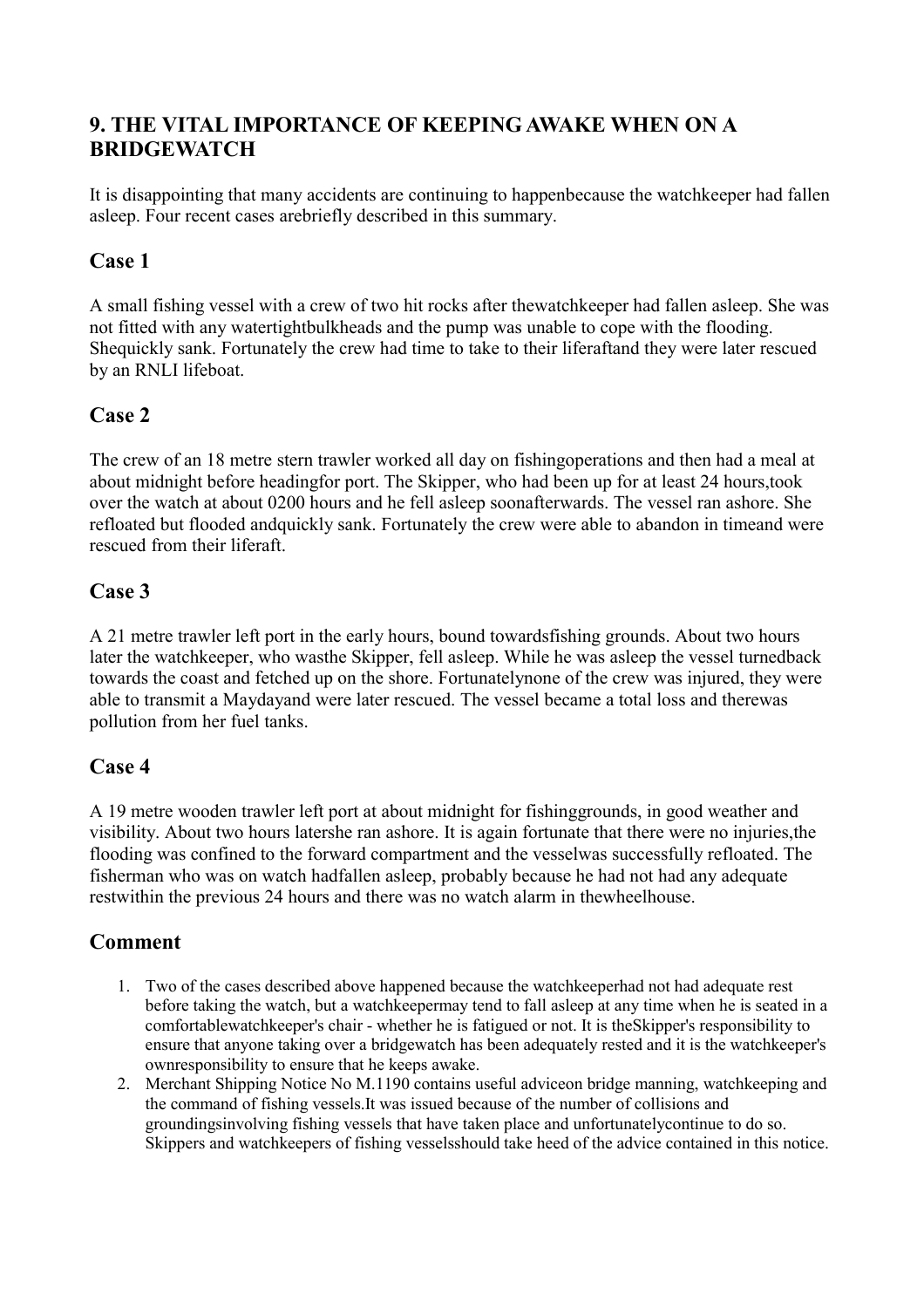## 9. THE VITAL IMPORTANCE OF KEEPING AWAKE WHEN ON A BRIDGEWATCH

It is disappointing that many accidents are continuing to happenbecause the watchkeeper had fallen asleep. Four recent cases arebriefly described in this summary.

### Case 1

A small fishing vessel with a crew of two hit rocks after thewatchkeeper had fallen asleep. She was not fitted with any watertightbulkheads and the pump was unable to cope with the flooding. Shequickly sank. Fortunately the crew had time to take to their liferaftand they were later rescued by an RNLI lifeboat.

### Case 2

The crew of an 18 metre stern trawler worked all day on fishingoperations and then had a meal at about midnight before headingfor port. The Skipper, who had been up for at least 24 hours,took over the watch at about 0200 hours and he fell asleep soonafterwards. The vessel ran ashore. She refloated but flooded andquickly sank. Fortunately the crew were able to abandon in timeand were rescued from their liferaft.

### Case 3

A 21 metre trawler left port in the early hours, bound towardsfishing grounds. About two hours later the watchkeeper, who wasthe Skipper, fell asleep. While he was asleep the vessel turnedback towards the coast and fetched up on the shore. Fortunatelynone of the crew was injured, they were able to transmit a Maydayand were later rescued. The vessel became a total loss and therewas pollution from her fuel tanks.

### Case 4

A 19 metre wooden trawler left port at about midnight for fishinggrounds, in good weather and visibility. About two hours latershe ran ashore. It is again fortunate that there were no injuries,the flooding was confined to the forward compartment and the vesselwas successfully refloated. The fisherman who was on watch hadfallen asleep, probably because he had not had any adequate restwithin the previous 24 hours and there was no watch alarm in thewheelhouse.

### Comment

1. Two of the cases described above happened because the watchkeeperhad not had adequate rest before taking the watch, but a watchkeepermay tend to fall asleep at any time when he is seated in a comfortablewatchkeeper's chair - whether he is fatigued or not. It is theSkipper's responsibility to ensure that anyone taking over a bridgewatch has been adequately rested and it is the watchkeeper's ownresponsibility to ensure that he keeps awake.
2. Merchant Shipping Notice No M.1190 contains useful adviceon bridge manning, watchkeeping and the command of fishing vessels.It was issued because of the number of collisions and groundingsinvolving fishing vessels that have taken place and unfortunatelycontinue to do so. Skippers and watchkeepers of fishing vesselsshould take heed of the advice contained in this notice.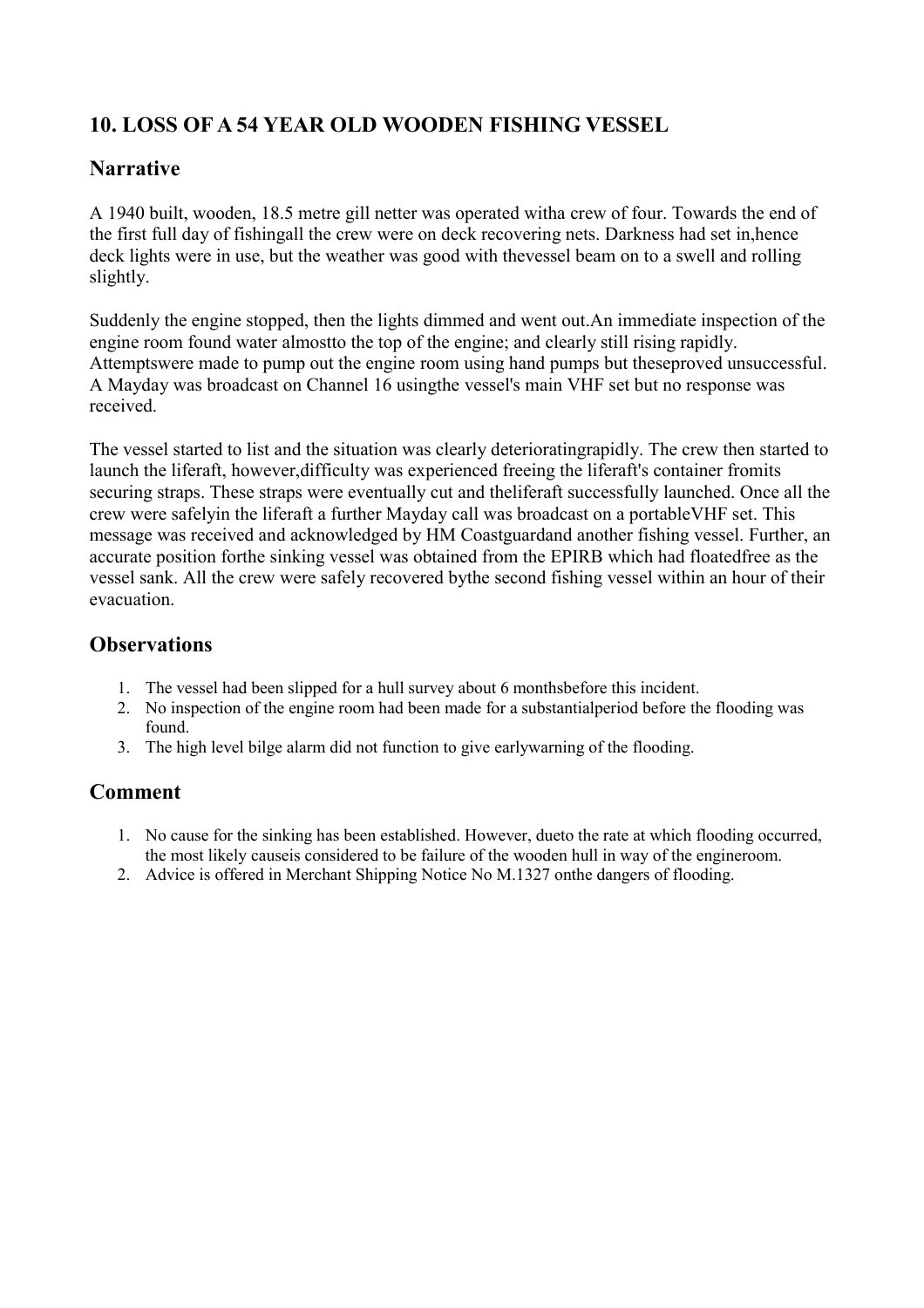## 10. LOSS OF A 54 YEAR OLD WOODEN FISHING VESSEL

### Narrative

A 1940 built, wooden, 18.5 metre gill netter was operated witha crew of four. Towards the end of the first full day of fishingall the crew were on deck recovering nets. Darkness had set in,hence deck lights were in use, but the weather was good with thevessel beam on to a swell and rolling slightly.

Suddenly the engine stopped, then the lights dimmed and went out.An immediate inspection of the engine room found water almostto the top of the engine; and clearly still rising rapidly. Attemptswere made to pump out the engine room using hand pumps but theseproved unsuccessful. A Mayday was broadcast on Channel 16 usingthe vessel's main VHF set but no response was received.

The vessel started to list and the situation was clearly deterioratingrapidly. The crew then started to launch the liferaft, however,difficulty was experienced freeing the liferaft's container fromits securing straps. These straps were eventually cut and theliferaft successfully launched. Once all the crew were safelyin the liferaft a further Mayday call was broadcast on a portableVHF set. This message was received and acknowledged by HM Coastguardand another fishing vessel. Further, an accurate position forthe sinking vessel was obtained from the EPIRB which had floatedfree as the vessel sank. All the crew were safely recovered bythe second fishing vessel within an hour of their evacuation.

### Observations

1. The vessel had been slipped for a hull survey about 6 monthsbefore this incident.
2. No inspection of the engine room had been made for a substantialperiod before the flooding was found.
3. The high level bilge alarm did not function to give earlywarning of the flooding.

### Comment

1. No cause for the sinking has been established. However, dueto the rate at which flooding occurred, the most likely causeis considered to be failure of the wooden hull in way of the engineroom.
2. Advice is offered in Merchant Shipping Notice No M.1327 onthe dangers of flooding.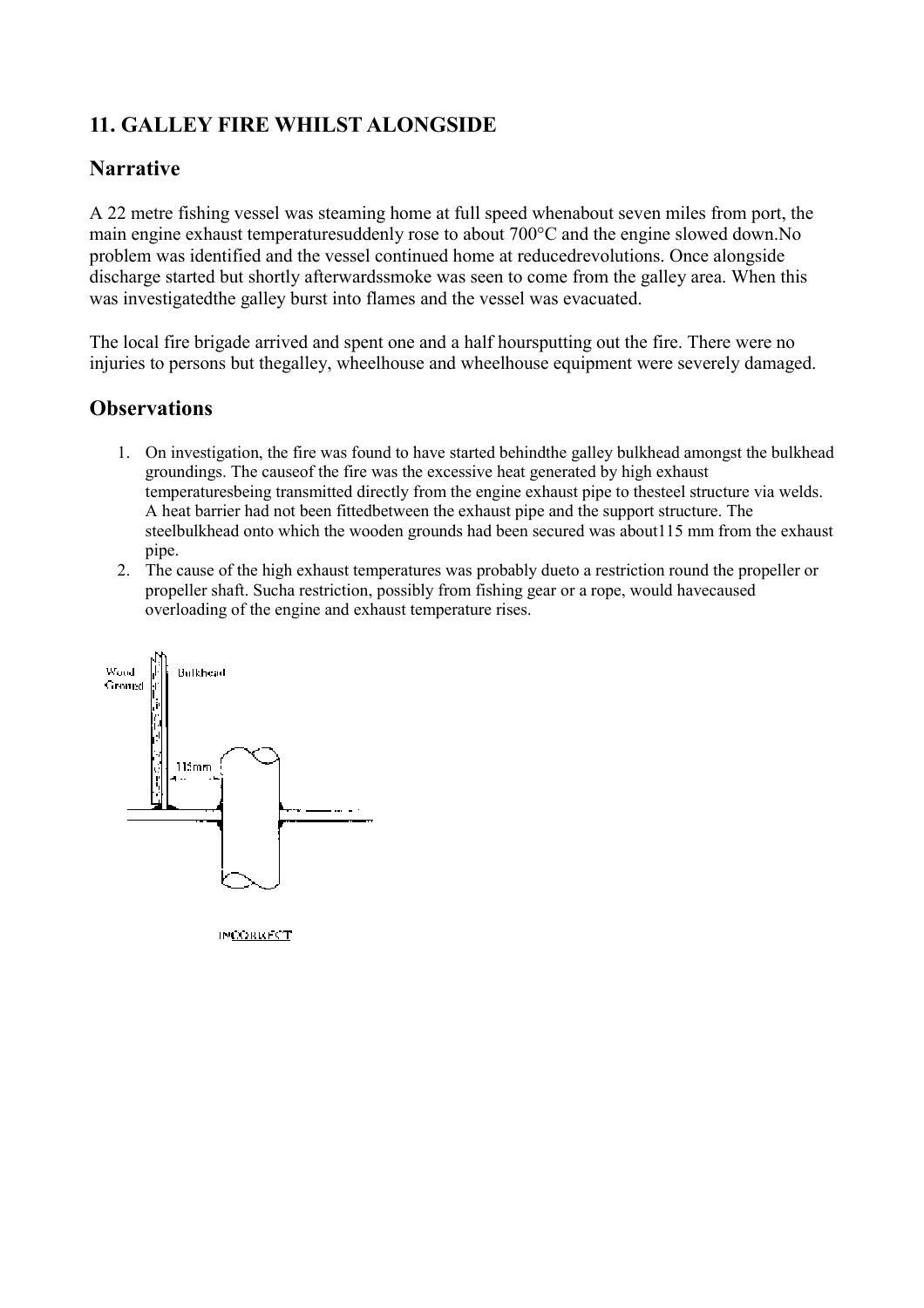## 11. GALLEY FIRE WHILST ALONGSIDE

### Narrative

A 22 metre fishing vessel was steaming home at full speed whenabout seven miles from port, the main engine exhaust temperaturesuddenly rose to about 700°C and the engine slowed down.No problem was identified and the vessel continued home at reducedrevolutions. Once alongside discharge started but shortly afterwardssmoke was seen to come from the galley area. When this was investigatedthe galley burst into flames and the vessel was evacuated.

The local fire brigade arrived and spent one and a half hoursputting out the fire. There were no injuries to persons but thegalley, wheelhouse and wheelhouse equipment were severely damaged.

### Observations

1. On investigation, the fire was found to have started behindthe galley bulkhead amongst the bulkhead groundings. The causeof the fire was the excessive heat generated by high exhaust temperaturesbeing transmitted directly from the engine exhaust pipe to thesteel structure via welds. A heat barrier had not been fittedbetween the exhaust pipe and the support structure. The steelbulkhead onto which the wooden grounds had been secured was about115 mm from the exhaust pipe.
2. The cause of the high exhaust temperatures was probably dueto a restriction round the propeller or propeller shaft. Sucha restriction, possibly from fishing gear or a rope, would havecaused overloading of the engine and exhaust temperature rises.

Wood Ground | Bulkhead | 115mm

INCORRECT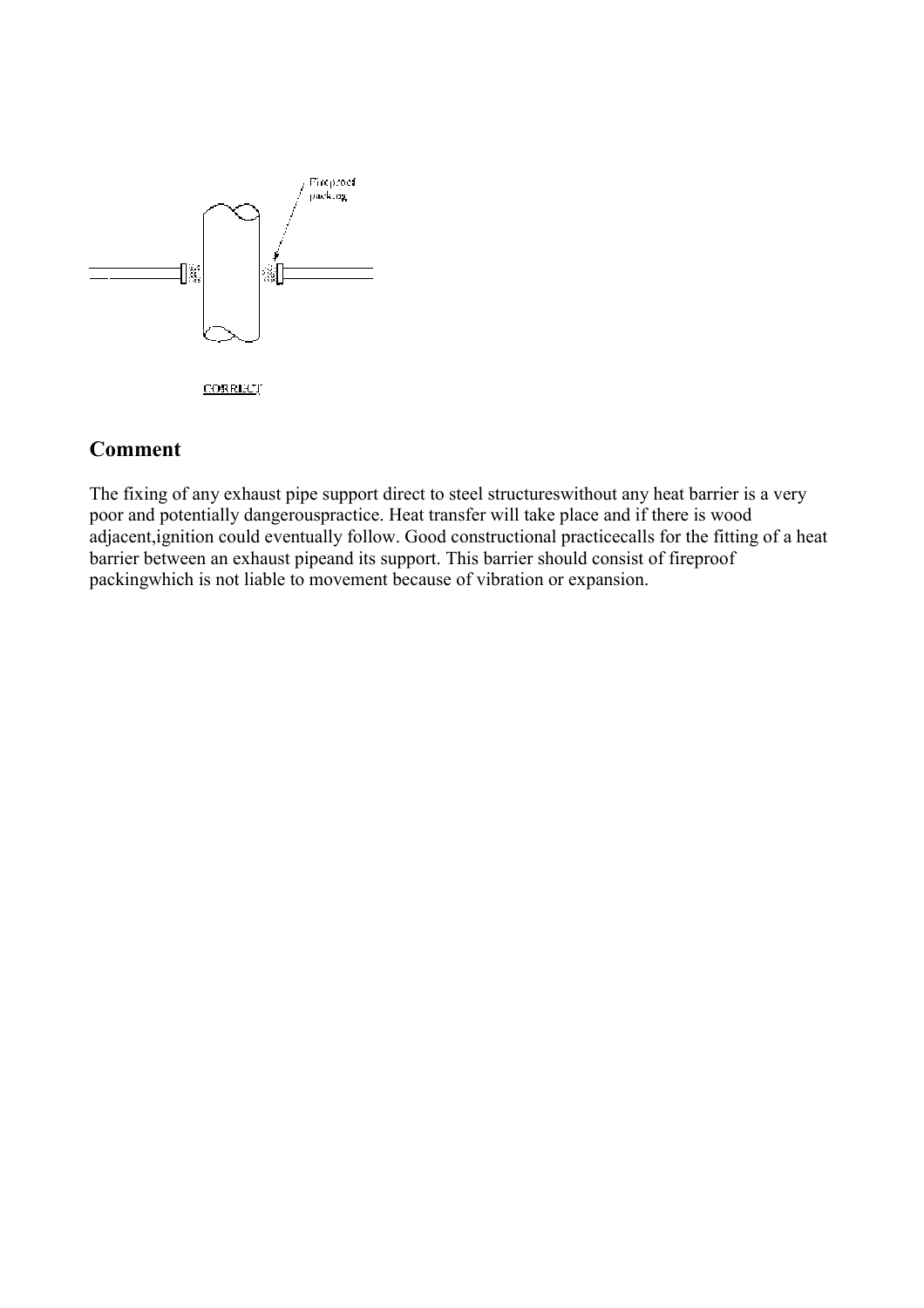Fireproof packing

CORRECT

## Comment

The fixing of any exhaust pipe support direct to steel structureswithout any heat barrier is a very poor and potentially dangerouspractice. Heat transfer will take place and if there is wood adjacent,ignition could eventually follow. Good constructional practicecalls for the fitting of a heat barrier between an exhaust pipeand its support. This barrier should consist of fireproof packingwhich is not liable to movement because of vibration or expansion.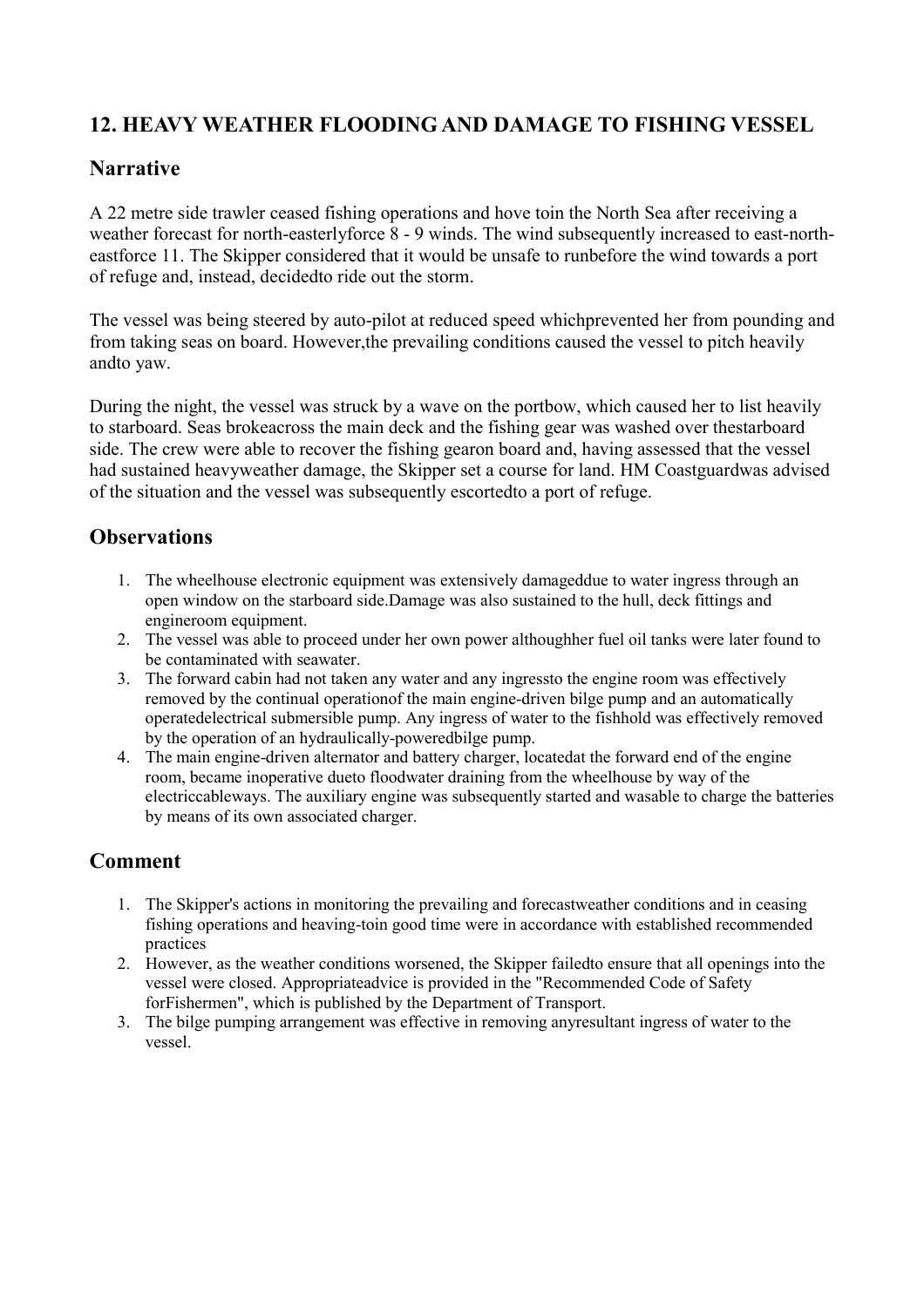## 12. HEAVY WEATHER FLOODING AND DAMAGE TO FISHING VESSEL

### Narrative

A 22 metre side trawler ceased fishing operations and hove toin the North Sea after receiving a weather forecast for north-easterlyforce 8 - 9 winds. The wind subsequently increased to east-north-eastforce 11. The Skipper considered that it would be unsafe to runbefore the wind towards a port of refuge and, instead, decidedto ride out the storm.

The vessel was being steered by auto-pilot at reduced speed whichprevented her from pounding and from taking seas on board. However,the prevailing conditions caused the vessel to pitch heavily andto yaw.

During the night, the vessel was struck by a wave on the portbow, which caused her to list heavily to starboard. Seas brokeacross the main deck and the fishing gear was washed over thestarboard side. The crew were able to recover the fishing gearon board and, having assessed that the vessel had sustained heavyweather damage, the Skipper set a course for land. HM Coastguardwas advised of the situation and the vessel was subsequently escortedto a port of refuge.

### Observations

1. The wheelhouse electronic equipment was extensively damageddue to water ingress through an open window on the starboard side.Damage was also sustained to the hull, deck fittings and engineroom equipment.
2. The vessel was able to proceed under her own power althoughher fuel oil tanks were later found to be contaminated with seawater.
3. The forward cabin had not taken any water and any ingressto the engine room was effectively removed by the continual operationof the main engine-driven bilge pump and an automatically operatedelectrical submersible pump. Any ingress of water to the fishhold was effectively removed by the operation of an hydraulically-poweredbilge pump.
4. The main engine-driven alternator and battery charger, locatedat the forward end of the engine room, became inoperative dueto floodwater draining from the wheelhouse by way of the electriccableways. The auxiliary engine was subsequently started and wasable to charge the batteries by means of its own associated charger.

### Comment

1. The Skipper's actions in monitoring the prevailing and forecastweather conditions and in ceasing fishing operations and heaving-toin good time were in accordance with established recommended practices
2. However, as the weather conditions worsened, the Skipper failedto ensure that all openings into the vessel were closed. Appropriateadvice is provided in the "Recommended Code of Safety forFishermen", which is published by the Department of Transport.
3. The bilge pumping arrangement was effective in removing anyresultant ingress of water to the vessel.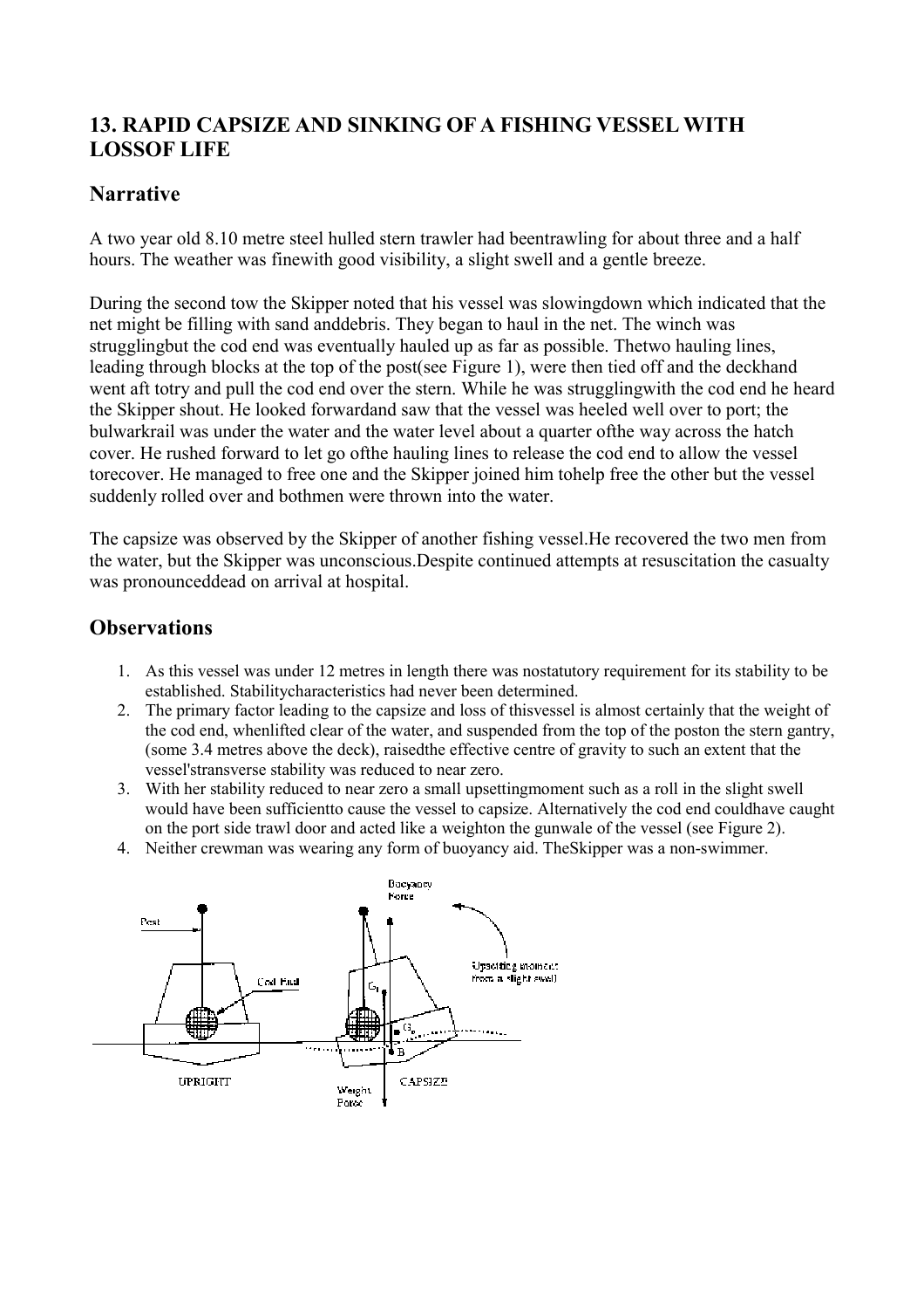## 13. RAPID CAPSIZE AND SINKING OF A FISHING VESSEL WITH LOSSOF LIFE

### Narrative

A two year old 8.10 metre steel hulled stern trawler had beentrawling for about three and a half hours. The weather was finewith good visibility, a slight swell and a gentle breeze.

During the second tow the Skipper noted that his vessel was slowingdown which indicated that the net might be filling with sand anddebris. They began to haul in the net. The winch was strugglingbut the cod end was eventually hauled up as far as possible. Thetwo hauling lines, leading through blocks at the top of the post(see Figure 1), were then tied off and the deckhand went aft totry and pull the cod end over the stern. While he was strugglingwith the cod end he heard the Skipper shout. He looked forwardand saw that the vessel was heeled well over to port; the bulwarkrail was under the water and the water level about a quarter ofthe way across the hatch cover. He rushed forward to let go ofthe hauling lines to release the cod end to allow the vessel torecover. He managed to free one and the Skipper joined him tohelp free the other but the vessel suddenly rolled over and bothmen were thrown into the water.

The capsize was observed by the Skipper of another fishing vessel.He recovered the two men from the water, but the Skipper was unconscious.Despite continued attempts at resuscitation the casualty was pronounceddead on arrival at hospital.

### Observations

1. As this vessel was under 12 metres in length there was nostatutory requirement for its stability to be established. Stabilitycharacteristics had never been determined.
2. The primary factor leading to the capsize and loss of thisvessel is almost certainly that the weight of the cod end, whenlifted clear of the water, and suspended from the top of the poston the stern gantry, (some 3.4 metres above the deck), raisedthe effective centre of gravity to such an extent that the vessel'stransverse stability was reduced to near zero.
3. With her stability reduced to near zero a small upsettingmoment such as a roll in the slight swell would have been sufficientto cause the vessel to capsize. Alternatively the cod end couldhave caught on the port side trawl door and acted like a weighton the gunwale of the vessel (see Figure 2).
4. Neither crewman was wearing any form of buoyancy aid. TheSkipper was a non-swimmer.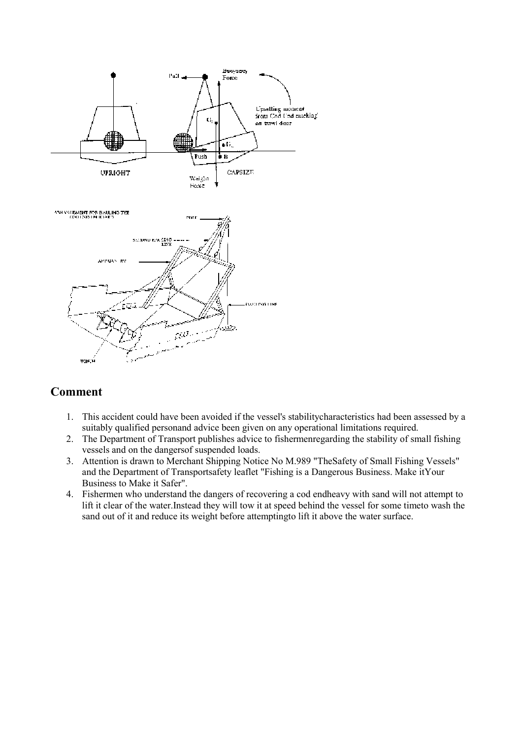## Comment

1. This accident could have been avoided if the vessel's stabilitycharacteristics had been assessed by a suitably qualified personand advice been given on any operational limitations required.
2. The Department of Transport publishes advice to fishermenregarding the stability of small fishing vessels and on the dangersof suspended loads.
3. Attention is drawn to Merchant Shipping Notice No M.989 "TheSafety of Small Fishing Vessels" and the Department of Transportsafety leaflet "Fishing is a Dangerous Business. Make itYour Business to Make it Safer".
4. Fishermen who understand the dangers of recovering a cod endheavy with sand will not attempt to lift it clear of the water.Instead they will tow it at speed behind the vessel for some timeto wash the sand out of it and reduce its weight before attemptingto lift it above the water surface.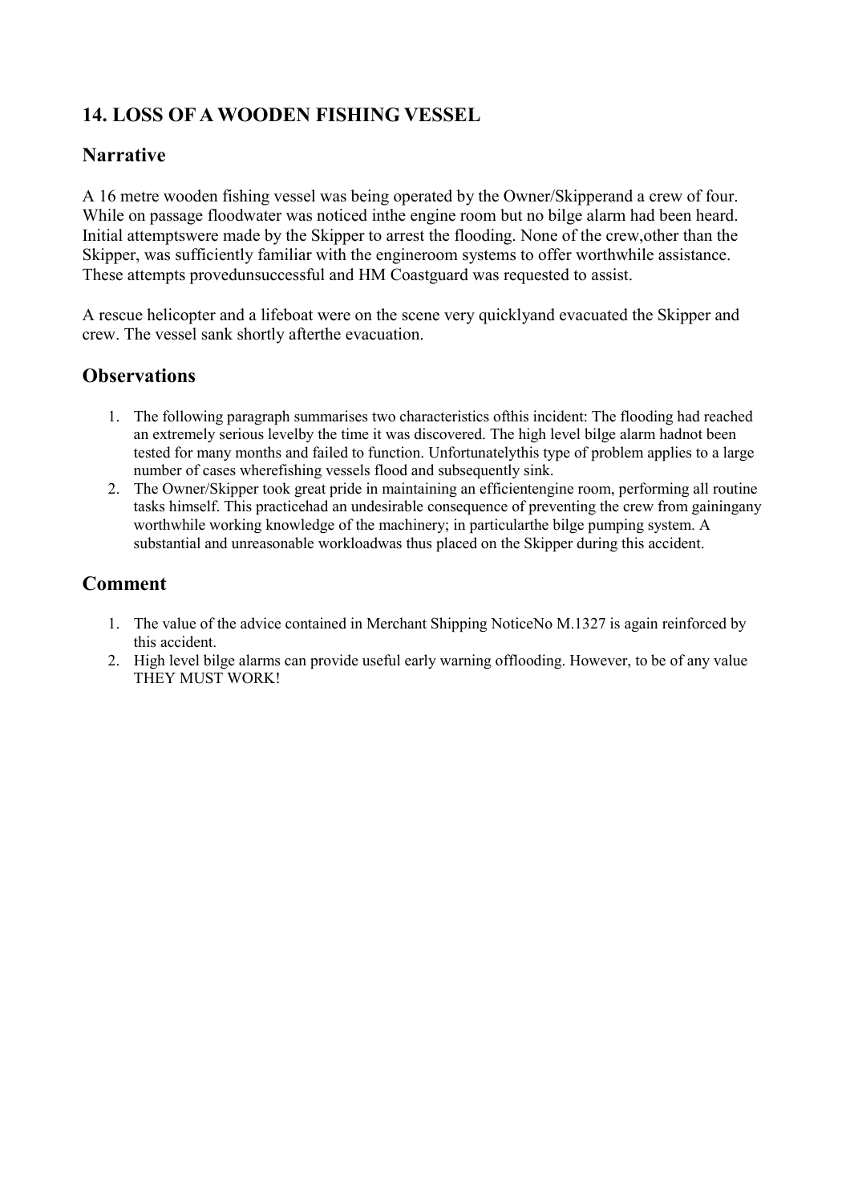## 14. LOSS OF A WOODEN FISHING VESSEL

### Narrative

A 16 metre wooden fishing vessel was being operated by the Owner/Skipperand a crew of four. While on passage floodwater was noticed inthe engine room but no bilge alarm had been heard. Initial attemptswere made by the Skipper to arrest the flooding. None of the crew,other than the Skipper, was sufficiently familiar with the engineroom systems to offer worthwhile assistance. These attempts provedunsuccessful and HM Coastguard was requested to assist.

A rescue helicopter and a lifeboat were on the scene very quicklyand evacuated the Skipper and crew. The vessel sank shortly afterthe evacuation.

### Observations

1. The following paragraph summarises two characteristics ofthis incident: The flooding had reached an extremely serious levelby the time it was discovered. The high level bilge alarm hadnot been tested for many months and failed to function. Unfortunatelythis type of problem applies to a large number of cases wherefishing vessels flood and subsequently sink.
2. The Owner/Skipper took great pride in maintaining an efficientengine room, performing all routine tasks himself. This practicehad an undesirable consequence of preventing the crew from gainingany worthwhile working knowledge of the machinery; in particularthe bilge pumping system. A substantial and unreasonable workloadwas thus placed on the Skipper during this accident.

### Comment

1. The value of the advice contained in Merchant Shipping NoticeNo M.1327 is again reinforced by this accident.
2. High level bilge alarms can provide useful early warning offlooding. However, to be of any value THEY MUST WORK!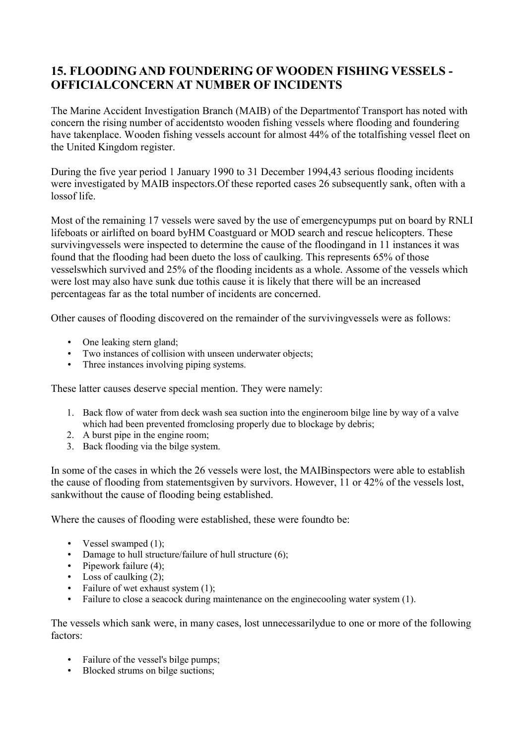## 15. FLOODING AND FOUNDERING OF WOODEN FISHING VESSELS - OFFICIALCONCERN AT NUMBER OF INCIDENTS

The Marine Accident Investigation Branch (MAIB) of the Departmentof Transport has noted with concern the rising number of accidentsto wooden fishing vessels where flooding and foundering have takenplace. Wooden fishing vessels account for almost 44% of the totalfishing vessel fleet on the United Kingdom register.

During the five year period 1 January 1990 to 31 December 1994,43 serious flooding incidents were investigated by MAIB inspectors.Of these reported cases 26 subsequently sank, often with a lossof life.

Most of the remaining 17 vessels were saved by the use of emergencypumps put on board by RNLI lifeboats or airlifted on board byHM Coastguard or MOD search and rescue helicopters. These survivingvessels were inspected to determine the cause of the floodingand in 11 instances it was found that the flooding had been dueto the loss of caulking. This represents 65% of those vesselswhich survived and 25% of the flooding incidents as a whole. Assome of the vessels which were lost may also have sunk due tothis cause it is likely that there will be an increased percentageas far as the total number of incidents are concerned.

Other causes of flooding discovered on the remainder of the survivingvessels were as follows:

- One leaking stern gland;
- Two instances of collision with unseen underwater objects;
- Three instances involving piping systems.

These latter causes deserve special mention. They were namely:

1. Back flow of water from deck wash sea suction into the engineroom bilge line by way of a valve which had been prevented fromclosing properly due to blockage by debris;
2. A burst pipe in the engine room;
3. Back flooding via the bilge system.

In some of the cases in which the 26 vessels were lost, the MAIBinspectors were able to establish the cause of flooding from statementsgiven by survivors. However, 11 or 42% of the vessels lost, sankwithout the cause of flooding being established.

Where the causes of flooding were established, these were foundto be:

- Vessel swamped (1);
- Damage to hull structure/failure of hull structure (6);
- Pipework failure (4);
- Loss of caulking (2);
- Failure of wet exhaust system (1);
- Failure to close a seacock during maintenance on the enginecooling water system (1).

The vessels which sank were, in many cases, lost unnecessarilydue to one or more of the following factors:

- Failure of the vessel's bilge pumps;
- Blocked strums on bilge suctions;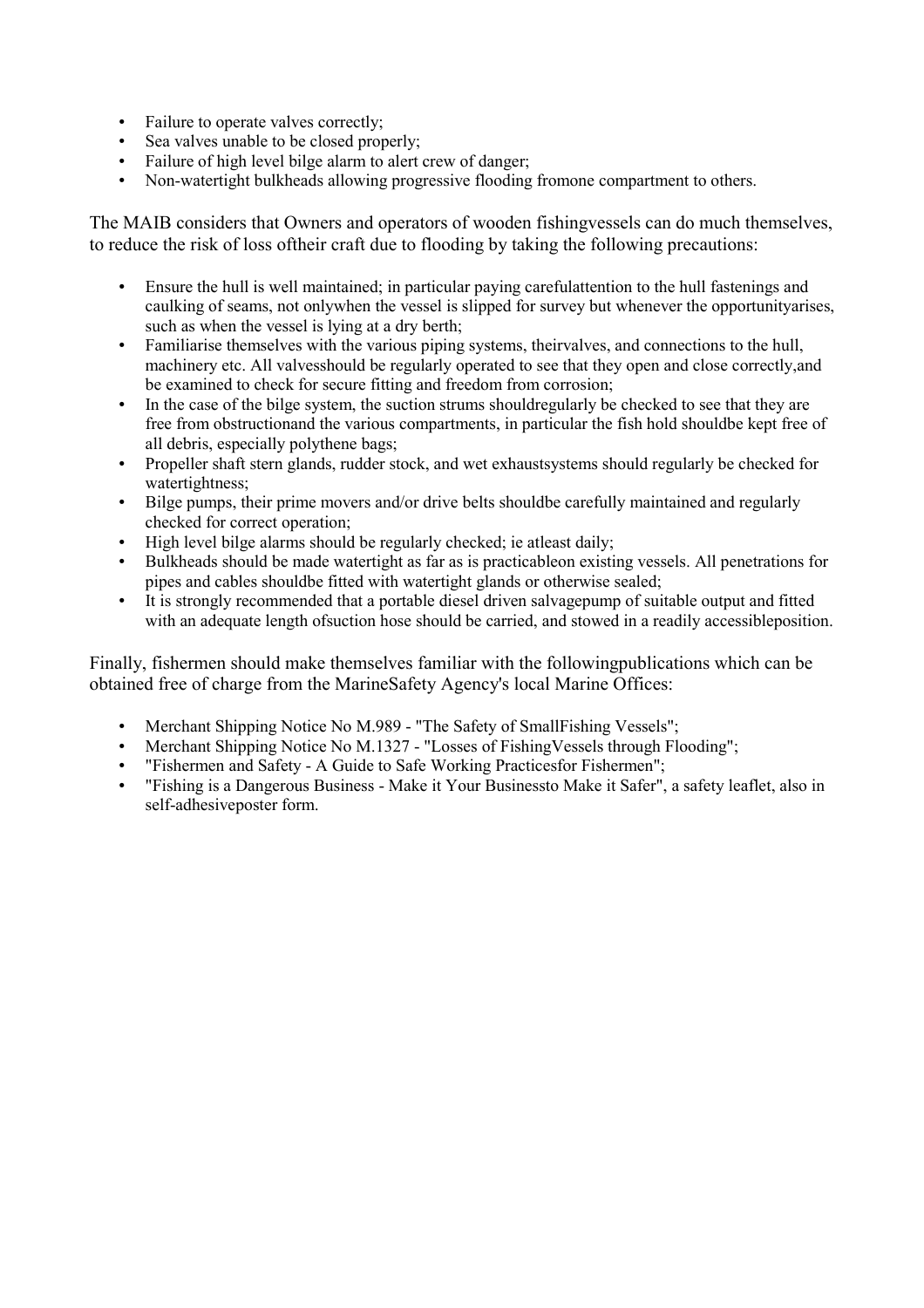- Failure to operate valves correctly;
- Sea valves unable to be closed properly;
- Failure of high level bilge alarm to alert crew of danger;
- Non-watertight bulkheads allowing progressive flooding fromone compartment to others.

The MAIB considers that Owners and operators of wooden fishingvessels can do much themselves, to reduce the risk of loss oftheir craft due to flooding by taking the following precautions:

- Ensure the hull is well maintained; in particular paying carefulattention to the hull fastenings and caulking of seams, not onlywhen the vessel is slipped for survey but whenever the opportunityarises, such as when the vessel is lying at a dry berth;
- Familiarise themselves with the various piping systems, theirvalves, and connections to the hull, machinery etc. All valvesshould be regularly operated to see that they open and close correctly,and be examined to check for secure fitting and freedom from corrosion;
- In the case of the bilge system, the suction strums shouldregularly be checked to see that they are free from obstructionand the various compartments, in particular the fish hold shouldbe kept free of all debris, especially polythene bags;
- Propeller shaft stern glands, rudder stock, and wet exhaustsystems should regularly be checked for watertightness;
- Bilge pumps, their prime movers and/or drive belts shouldbe carefully maintained and regularly checked for correct operation;
- High level bilge alarms should be regularly checked; ie atleast daily;
- Bulkheads should be made watertight as far as is practicableon existing vessels. All penetrations for pipes and cables shouldbe fitted with watertight glands or otherwise sealed;
- It is strongly recommended that a portable diesel driven salvagepump of suitable output and fitted with an adequate length ofsuction hose should be carried, and stowed in a readily accessibleposition.

Finally, fishermen should make themselves familiar with the followingpublications which can be obtained free of charge from the MarineSafety Agency's local Marine Offices:

- Merchant Shipping Notice No M.989 - "The Safety of SmallFishing Vessels";
- Merchant Shipping Notice No M.1327 - "Losses of FishingVessels through Flooding";
- "Fishermen and Safety - A Guide to Safe Working Practicesfor Fishermen";
- "Fishing is a Dangerous Business - Make it Your Businessto Make it Safer", a safety leaflet, also in self-adhesiveposter form.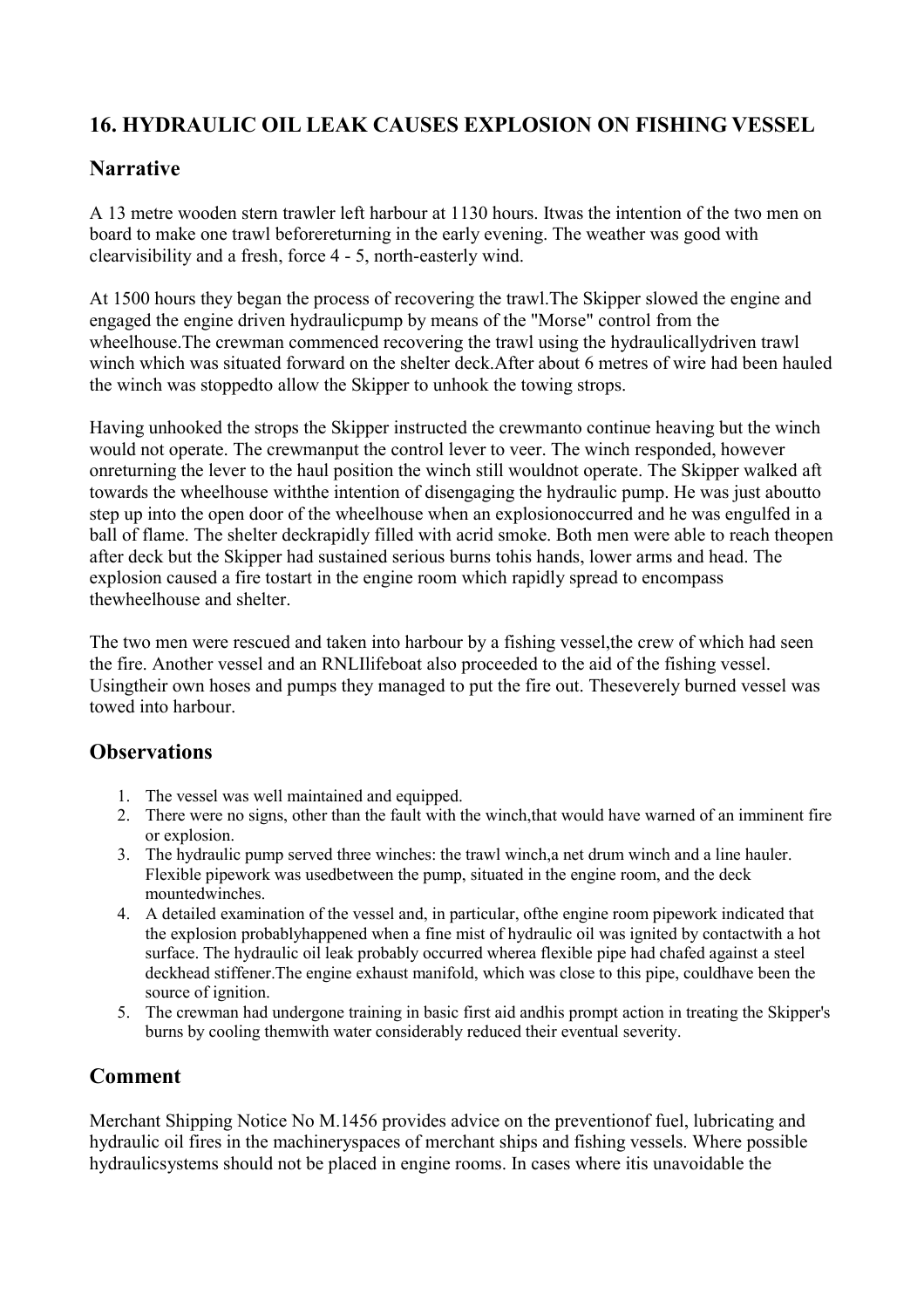## 16. HYDRAULIC OIL LEAK CAUSES EXPLOSION ON FISHING VESSEL

### Narrative

A 13 metre wooden stern trawler left harbour at 1130 hours. Itwas the intention of the two men on board to make one trawl beforereturning in the early evening. The weather was good with clearvisibility and a fresh, force 4 - 5, north-easterly wind.

At 1500 hours they began the process of recovering the trawl.The Skipper slowed the engine and engaged the engine driven hydraulicpump by means of the "Morse" control from the wheelhouse.The crewman commenced recovering the trawl using the hydraulicallydriven trawl winch which was situated forward on the shelter deck.After about 6 metres of wire had been hauled the winch was stoppedto allow the Skipper to unhook the towing strops.

Having unhooked the strops the Skipper instructed the crewmanto continue heaving but the winch would not operate. The crewmanput the control lever to veer. The winch responded, however onreturning the lever to the haul position the winch still wouldnot operate. The Skipper walked aft towards the wheelhouse withthe intention of disengaging the hydraulic pump. He was just aboutto step up into the open door of the wheelhouse when an explosionoccurred and he was engulfed in a ball of flame. The shelter deckrapidly filled with acrid smoke. Both men were able to reach theopen after deck but the Skipper had sustained serious burns tohis hands, lower arms and head. The explosion caused a fire tostart in the engine room which rapidly spread to encompass thewheelhouse and shelter.

The two men were rescued and taken into harbour by a fishing vessel,the crew of which had seen the fire. Another vessel and an RNLIlifeboat also proceeded to the aid of the fishing vessel. Usingtheir own hoses and pumps they managed to put the fire out. Theseverely burned vessel was towed into harbour.

### Observations

1. The vessel was well maintained and equipped.
2. There were no signs, other than the fault with the winch,that would have warned of an imminent fire or explosion.
3. The hydraulic pump served three winches: the trawl winch,a net drum winch and a line hauler. Flexible pipework was usedbetween the pump, situated in the engine room, and the deck mountedwinches.
4. A detailed examination of the vessel and, in particular, ofthe engine room pipework indicated that the explosion probablyhappened when a fine mist of hydraulic oil was ignited by contactwith a hot surface. The hydraulic oil leak probably occurred wherea flexible pipe had chafed against a steel deckhead stiffener.The engine exhaust manifold, which was close to this pipe, couldhave been the source of ignition.
5. The crewman had undergone training in basic first aid andhis prompt action in treating the Skipper's burns by cooling themwith water considerably reduced their eventual severity.

### Comment

Merchant Shipping Notice No M.1456 provides advice on the preventionof fuel, lubricating and hydraulic oil fires in the machineryspaces of merchant ships and fishing vessels. Where possible hydraulicsystems should not be placed in engine rooms. In cases where itis unavoidable the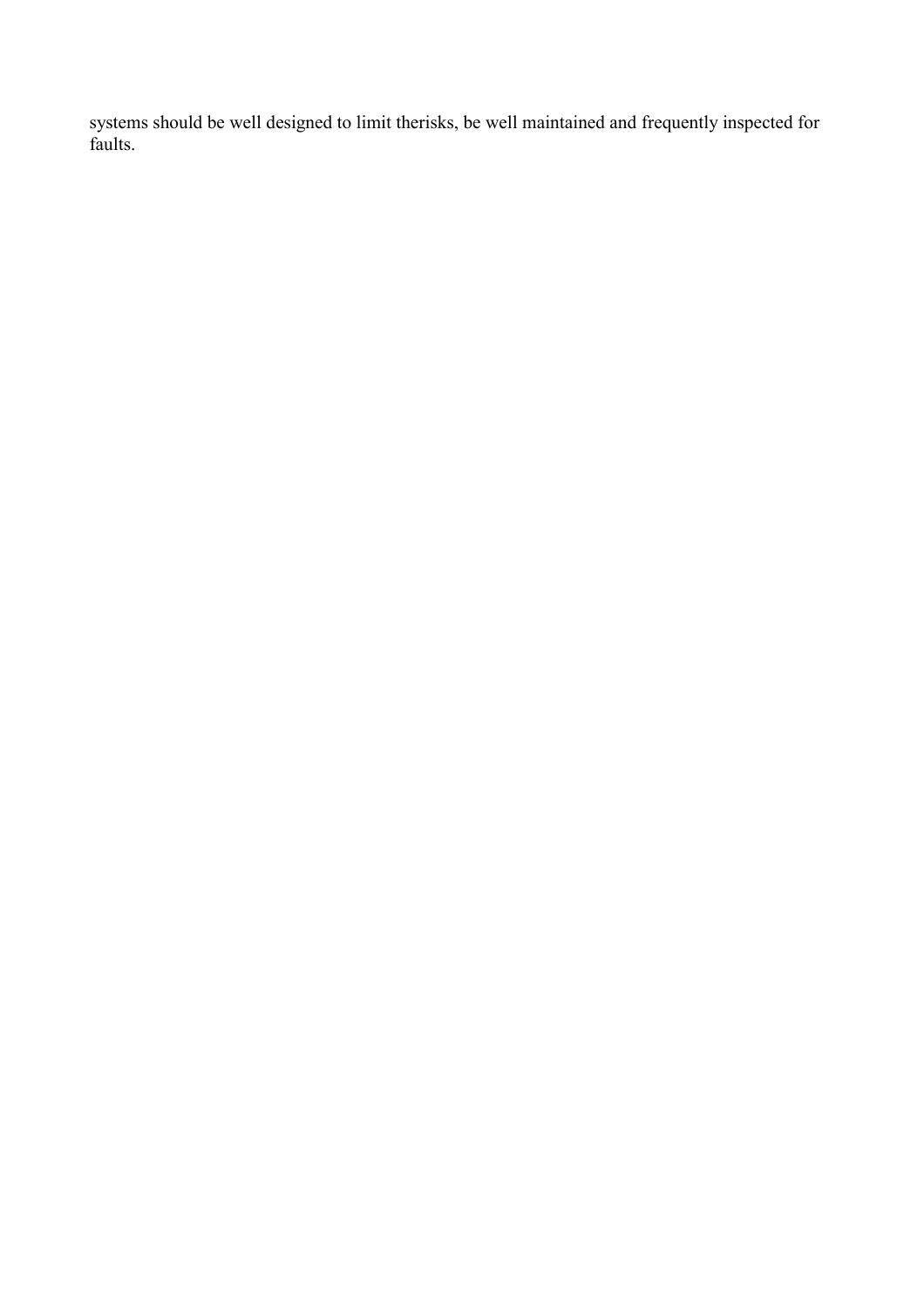systems should be well designed to limit therisks, be well maintained and frequently inspected for faults.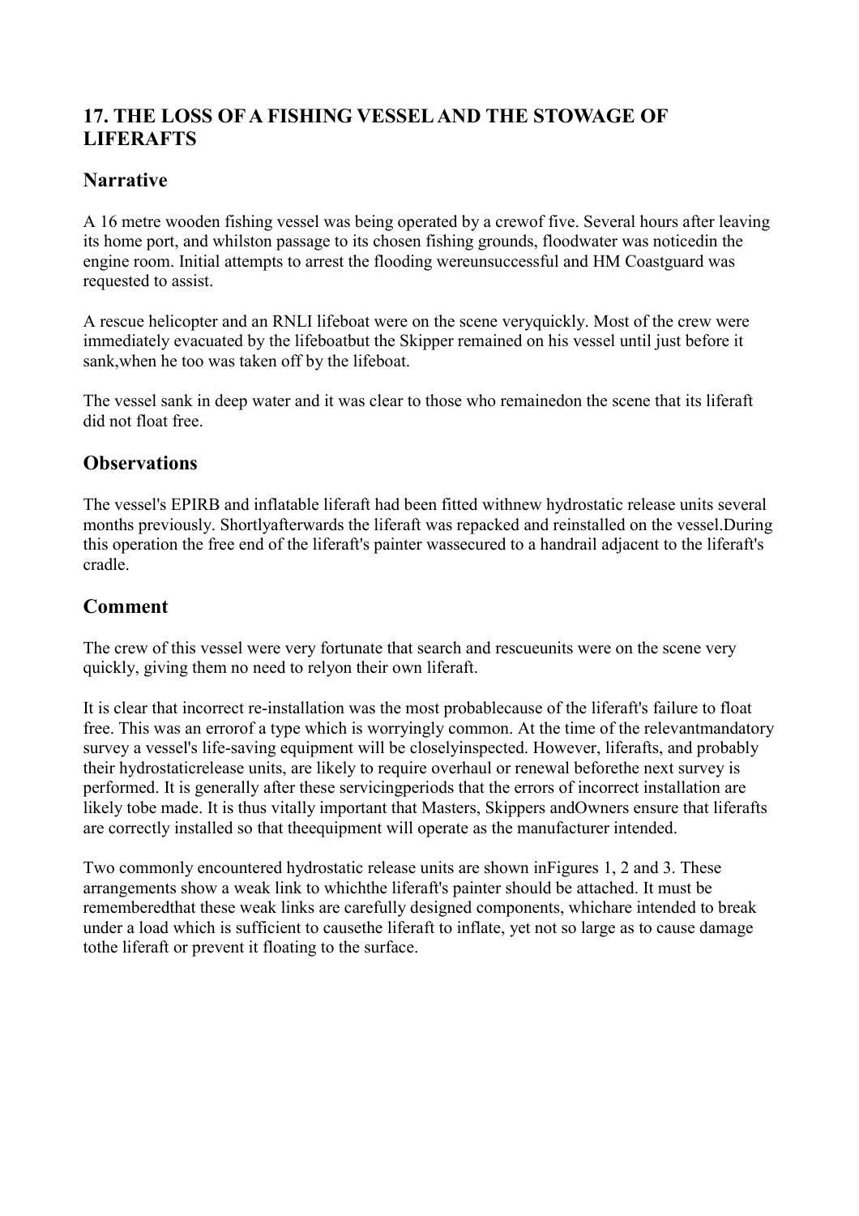## 17. THE LOSS OF A FISHING VESSEL AND THE STOWAGE OF LIFERAFTS

### Narrative

A 16 metre wooden fishing vessel was being operated by a crewof five. Several hours after leaving its home port, and whilston passage to its chosen fishing grounds, floodwater was noticedin the engine room. Initial attempts to arrest the flooding wereunsuccessful and HM Coastguard was requested to assist.

A rescue helicopter and an RNLI lifeboat were on the scene veryquickly. Most of the crew were immediately evacuated by the lifeboatbut the Skipper remained on his vessel until just before it sank,when he too was taken off by the lifeboat.

The vessel sank in deep water and it was clear to those who remainedon the scene that its liferaft did not float free.

### Observations

The vessel's EPIRB and inflatable liferaft had been fitted withnew hydrostatic release units several months previously. Shortlyafterwards the liferaft was repacked and reinstalled on the vessel.During this operation the free end of the liferaft's painter wassecured to a handrail adjacent to the liferaft's cradle.

### Comment

The crew of this vessel were very fortunate that search and rescueunits were on the scene very quickly, giving them no need to relyon their own liferaft.

It is clear that incorrect re-installation was the most probablecause of the liferaft's failure to float free. This was an errorof a type which is worryingly common. At the time of the relevantmandatory survey a vessel's life-saving equipment will be closelyinspected. However, liferafts, and probably their hydrostaticrelease units, are likely to require overhaul or renewal beforethe next survey is performed. It is generally after these servicingperiods that the errors of incorrect installation are likely tobe made. It is thus vitally important that Masters, Skippers andOwners ensure that liferafts are correctly installed so that theequipment will operate as the manufacturer intended.

Two commonly encountered hydrostatic release units are shown inFigures 1, 2 and 3. These arrangements show a weak link to whichthe liferaft's painter should be attached. It must be rememberedthat these weak links are carefully designed components, whichare intended to break under a load which is sufficient to causethe liferaft to inflate, yet not so large as to cause damage tothe liferaft or prevent it floating to the surface.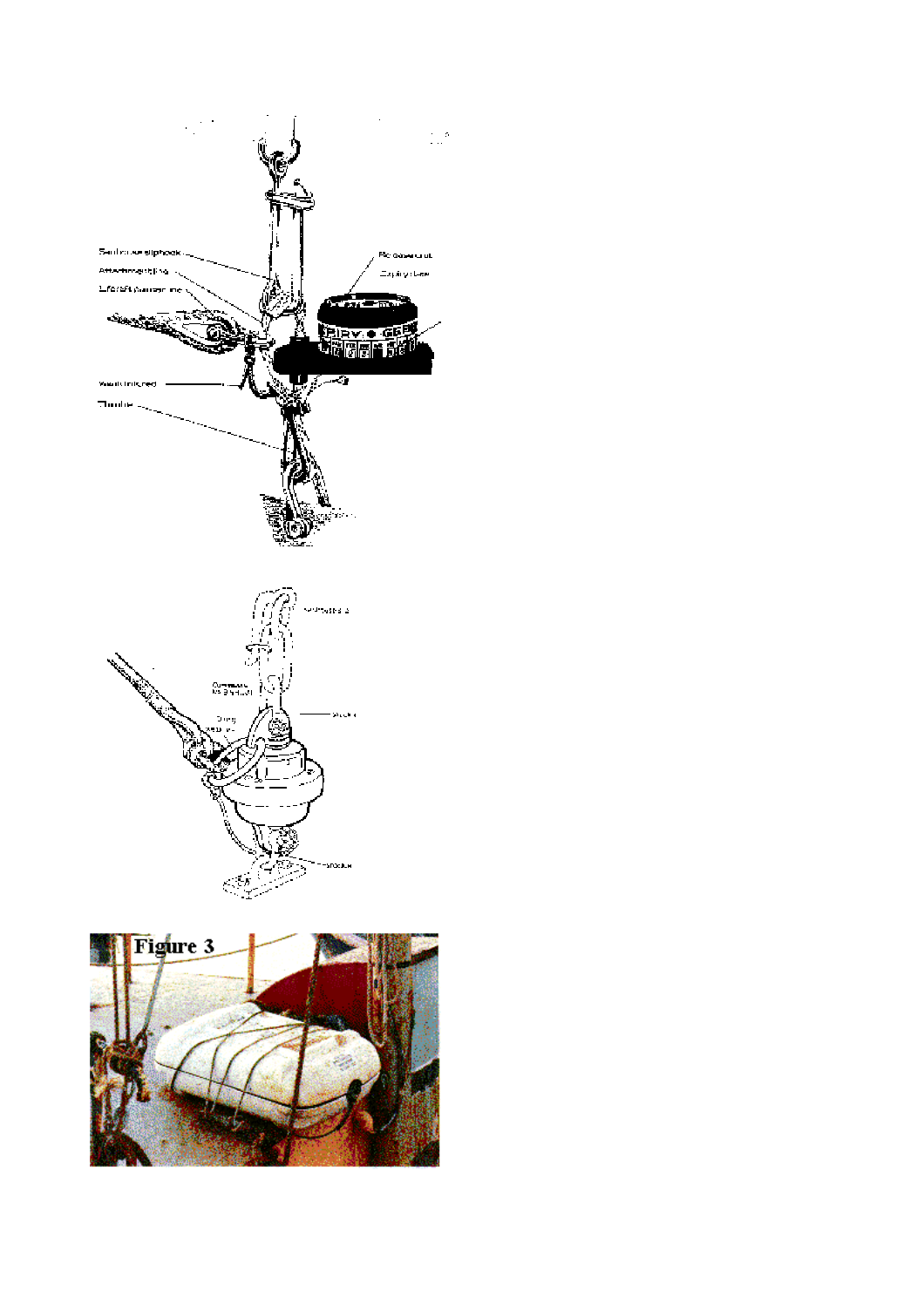Figure 3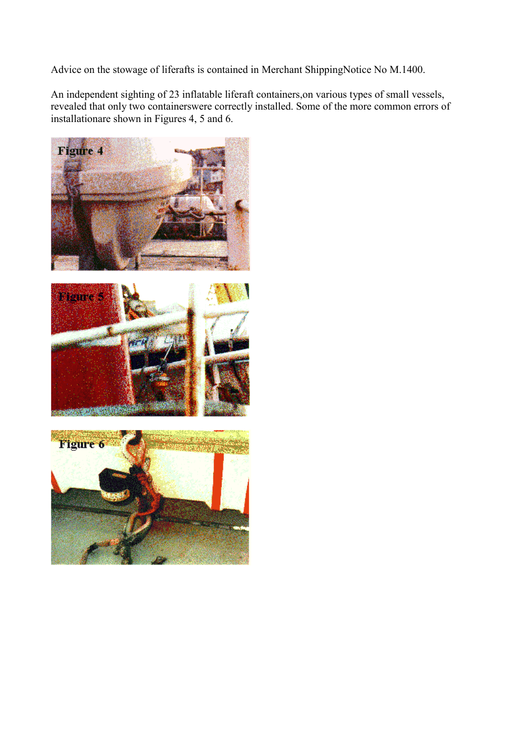Advice on the stowage of liferafts is contained in Merchant ShippingNotice No M.1400.

An independent sighting of 23 inflatable liferaft containers,on various types of small vessels, revealed that only two containerswere correctly installed. Some of the more common errors of installationare shown in Figures 4, 5 and 6.

Figure 4

Figure 5

Figure 6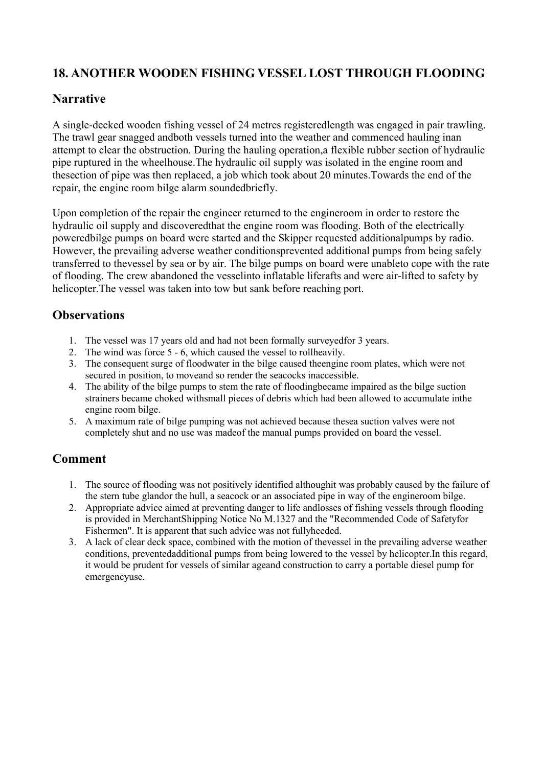## 18. ANOTHER WOODEN FISHING VESSEL LOST THROUGH FLOODING

### Narrative

A single-decked wooden fishing vessel of 24 metres registeredlength was engaged in pair trawling. The trawl gear snagged andboth vessels turned into the weather and commenced hauling inan attempt to clear the obstruction. During the hauling operation,a flexible rubber section of hydraulic pipe ruptured in the wheelhouse.The hydraulic oil supply was isolated in the engine room and thesection of pipe was then replaced, a job which took about 20 minutes.Towards the end of the repair, the engine room bilge alarm soundedbriefly.

Upon completion of the repair the engineer returned to the engineroom in order to restore the hydraulic oil supply and discoveredthat the engine room was flooding. Both of the electrically poweredbilge pumps on board were started and the Skipper requested additionalpumps by radio. However, the prevailing adverse weather conditionsprevented additional pumps from being safely transferred to thevessel by sea or by air. The bilge pumps on board were unableto cope with the rate of flooding. The crew abandoned the vesselinto inflatable liferafts and were air-lifted to safety by helicopter.The vessel was taken into tow but sank before reaching port.

### Observations

1. The vessel was 17 years old and had not been formally surveyedfor 3 years.
2. The wind was force 5 - 6, which caused the vessel to rollheavily.
3. The consequent surge of floodwater in the bilge caused theengine room plates, which were not secured in position, to moveand so render the seacocks inaccessible.
4. The ability of the bilge pumps to stem the rate of floodingbecame impaired as the bilge suction strainers became choked withsmall pieces of debris which had been allowed to accumulate inthe engine room bilge.
5. A maximum rate of bilge pumping was not achieved because thesea suction valves were not completely shut and no use was madeof the manual pumps provided on board the vessel.

### Comment

1. The source of flooding was not positively identified althoughit was probably caused by the failure of the stern tube glandor the hull, a seacock or an associated pipe in way of the engineroom bilge.
2. Appropriate advice aimed at preventing danger to life andlosses of fishing vessels through flooding is provided in MerchantShipping Notice No M.1327 and the "Recommended Code of Safetyfor Fishermen". It is apparent that such advice was not fullyheeded.
3. A lack of clear deck space, combined with the motion of thevessel in the prevailing adverse weather conditions, preventedadditional pumps from being lowered to the vessel by helicopter.In this regard, it would be prudent for vessels of similar ageand construction to carry a portable diesel pump for emergencyuse.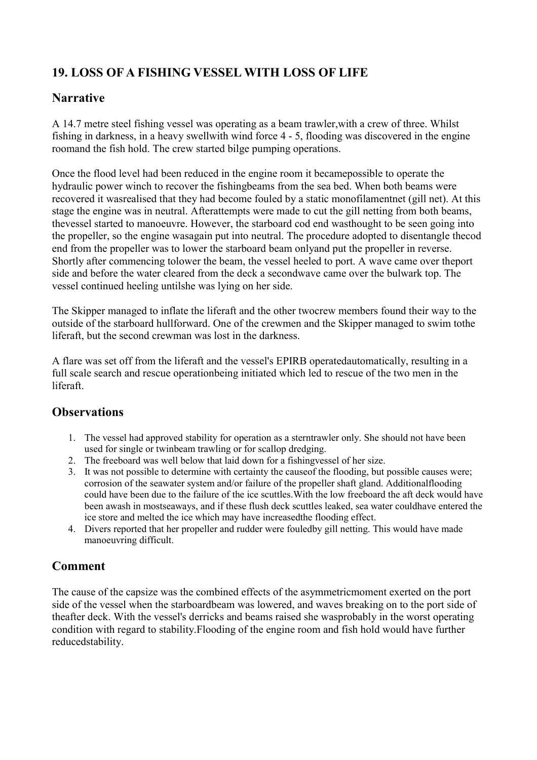## 19. LOSS OF A FISHING VESSEL WITH LOSS OF LIFE

### Narrative

A 14.7 metre steel fishing vessel was operating as a beam trawler,with a crew of three. Whilst fishing in darkness, in a heavy swellwith wind force 4 - 5, flooding was discovered in the engine roomand the fish hold. The crew started bilge pumping operations.

Once the flood level had been reduced in the engine room it becamepossible to operate the hydraulic power winch to recover the fishingbeams from the sea bed. When both beams were recovered it wasrealised that they had become fouled by a static monofilamentnet (gill net). At this stage the engine was in neutral. Afterattempts were made to cut the gill netting from both beams, thevessel started to manoeuvre. However, the starboard cod end wasthought to be seen going into the propeller, so the engine wasagain put into neutral. The procedure adopted to disentangle thecod end from the propeller was to lower the starboard beam onlyand put the propeller in reverse. Shortly after commencing tolower the beam, the vessel heeled to port. A wave came over theport side and before the water cleared from the deck a secondwave came over the bulwark top. The vessel continued heeling untilshe was lying on her side.

The Skipper managed to inflate the liferaft and the other twocrew members found their way to the outside of the starboard hullforward. One of the crewmen and the Skipper managed to swim tothe liferaft, but the second crewman was lost in the darkness.

A flare was set off from the liferaft and the vessel's EPIRB operatedautomatically, resulting in a full scale search and rescue operationbeing initiated which led to rescue of the two men in the liferaft.

### Observations

1. The vessel had approved stability for operation as a sterntrawler only. She should not have been used for single or twinbeam trawling or for scallop dredging.
2. The freeboard was well below that laid down for a fishingvessel of her size.
3. It was not possible to determine with certainty the causeof the flooding, but possible causes were; corrosion of the seawater system and/or failure of the propeller shaft gland. Additionalflooding could have been due to the failure of the ice scuttles.With the low freeboard the aft deck would have been awash in mostseaways, and if these flush deck scuttles leaked, sea water couldhave entered the ice store and melted the ice which may have increasedthe flooding effect.
4. Divers reported that her propeller and rudder were fouledby gill netting. This would have made manoeuvring difficult.

### Comment

The cause of the capsize was the combined effects of the asymmetricmoment exerted on the port side of the vessel when the starboardbeam was lowered, and waves breaking on to the port side of theafter deck. With the vessel's derricks and beams raised she wasprobably in the worst operating condition with regard to stability.Flooding of the engine room and fish hold would have further reducedstability.